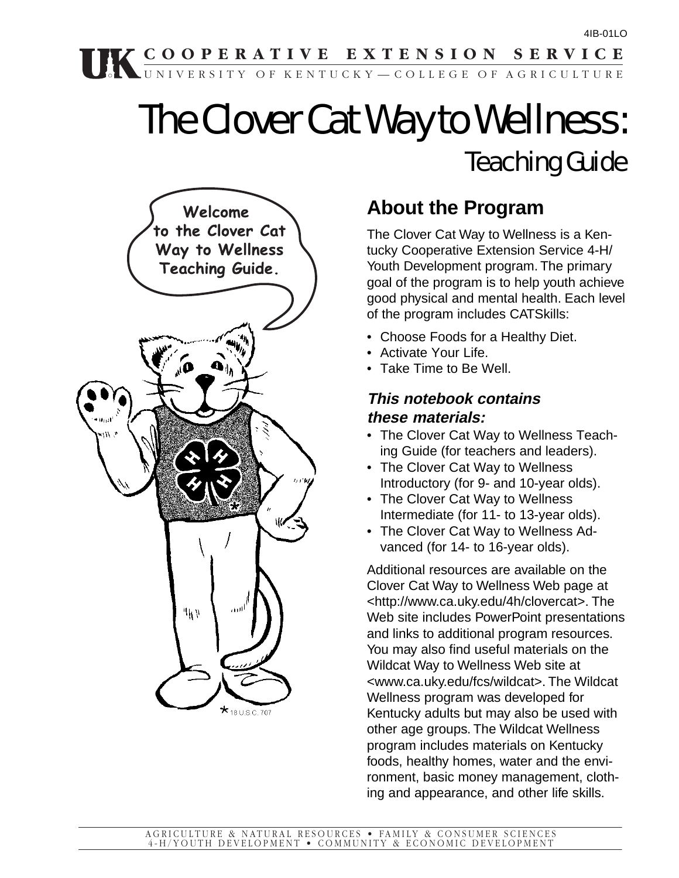4IB-01LO

UK COOPERATIVE EXTENSION SERVICE
UNIVERSITY OF KENTUCKY — COLLEGE OF AGRICULTURE

# The Clover Cat Way to Wellness: Teaching Guide

Welcome to the Clover Cat Way to Wellness Teaching Guide.

* 18 U.S.C. 707

## About the Program

The Clover Cat Way to Wellness is a Kentucky Cooperative Extension Service 4-H/Youth Development program. The primary goal of the program is to help youth achieve good physical and mental health. Each level of the program includes CATSkills:

- Choose Foods for a Healthy Diet.
- Activate Your Life.
- Take Time to Be Well.

### *This notebook contains these materials:*

- The Clover Cat Way to Wellness Teaching Guide (for teachers and leaders).
- The Clover Cat Way to Wellness Introductory (for 9- and 10-year olds).
- The Clover Cat Way to Wellness Intermediate (for 11- to 13-year olds).
- The Clover Cat Way to Wellness Advanced (for 14- to 16-year olds).

Additional resources are available on the Clover Cat Way to Wellness Web page at <http://www.ca.uky.edu/4h/clovercat>. The Web site includes PowerPoint presentations and links to additional program resources. You may also find useful materials on the Wildcat Way to Wellness Web site at <www.ca.uky.edu/fcs/wildcat>. The Wildcat Wellness program was developed for Kentucky adults but may also be used with other age groups. The Wildcat Wellness program includes materials on Kentucky foods, healthy homes, water and the environment, basic money management, clothing and appearance, and other life skills.

AGRICULTURE & NATURAL RESOURCES • FAMILY & CONSUMER SCIENCES
4-H/YOUTH DEVELOPMENT • COMMUNITY & ECONOMIC DEVELOPMENT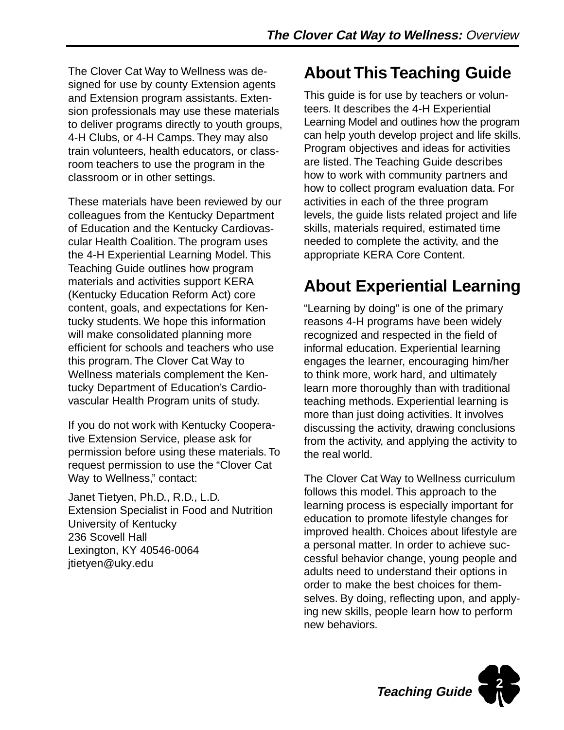The Clover Cat Way to Wellness was designed for use by county Extension agents and Extension program assistants. Extension professionals may use these materials to deliver programs directly to youth groups, 4-H Clubs, or 4-H Camps. They may also train volunteers, health educators, or classroom teachers to use the program in the classroom or in other settings.

These materials have been reviewed by our colleagues from the Kentucky Department of Education and the Kentucky Cardiovascular Health Coalition. The program uses the 4-H Experiential Learning Model. This Teaching Guide outlines how program materials and activities support KERA (Kentucky Education Reform Act) core content, goals, and expectations for Kentucky students. We hope this information will make consolidated planning more efficient for schools and teachers who use this program. The Clover Cat Way to Wellness materials complement the Kentucky Department of Education's Cardiovascular Health Program units of study.

If you do not work with Kentucky Cooperative Extension Service, please ask for permission before using these materials. To request permission to use the "Clover Cat Way to Wellness," contact:

Janet Tietyen, Ph.D., R.D., L.D.
Extension Specialist in Food and Nutrition
University of Kentucky
236 Scovell Hall
Lexington, KY 40546-0064
jtietyen@uky.edu

## About This Teaching Guide

This guide is for use by teachers or volunteers. It describes the 4-H Experiential Learning Model and outlines how the program can help youth develop project and life skills. Program objectives and ideas for activities are listed. The Teaching Guide describes how to work with community partners and how to collect program evaluation data. For activities in each of the three program levels, the guide lists related project and life skills, materials required, estimated time needed to complete the activity, and the appropriate KERA Core Content.

## About Experiential Learning

"Learning by doing" is one of the primary reasons 4-H programs have been widely recognized and respected in the field of informal education. Experiential learning engages the learner, encouraging him/her to think more, work hard, and ultimately learn more thoroughly than with traditional teaching methods. Experiential learning is more than just doing activities. It involves discussing the activity, drawing conclusions from the activity, and applying the activity to the real world.

The Clover Cat Way to Wellness curriculum follows this model. This approach to the learning process is especially important for education to promote lifestyle changes for improved health. Choices about lifestyle are a personal matter. In order to achieve successful behavior change, young people and adults need to understand their options in order to make the best choices for themselves. By doing, reflecting upon, and applying new skills, people learn how to perform new behaviors.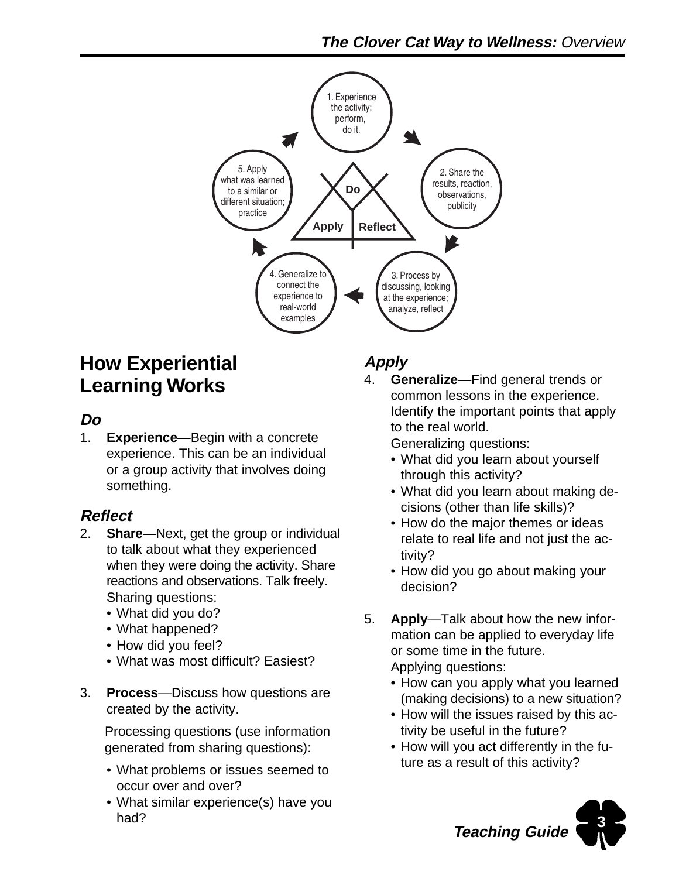1. Experience the activity; perform, do it.

2. Share the results, reaction, observations, publicity

3. Process by discussing, looking at the experience; analyze, reflect

4. Generalize to connect the experience to real-world examples

5. Apply what was learned to a similar or different situation; practice

Do

Apply

Reflect

## How Experiential Learning Works

### *Do*

1. **Experience**—Begin with a concrete experience. This can be an individual or a group activity that involves doing something.

### *Reflect*

2. **Share**—Next, get the group or individual to talk about what they experienced when they were doing the activity. Share reactions and observations. Talk freely.
   Sharing questions:
   - What did you do?
   - What happened?
   - How did you feel?
   - What was most difficult? Easiest?

3. **Process**—Discuss how questions are created by the activity.

   Processing questions (use information generated from sharing questions):

   - What problems or issues seemed to occur over and over?
   - What similar experience(s) have you had?

### *Apply*

4. **Generalize**—Find general trends or common lessons in the experience. Identify the important points that apply to the real world.
   Generalizing questions:
   - What did you learn about yourself through this activity?
   - What did you learn about making decisions (other than life skills)?
   - How do the major themes or ideas relate to real life and not just the activity?
   - How did you go about making your decision?

5. **Apply**—Talk about how the new information can be applied to everyday life or some time in the future.
   Applying questions:
   - How can you apply what you learned (making decisions) to a new situation?
   - How will the issues raised by this activity be useful in the future?
   - How will you act differently in the future as a result of this activity?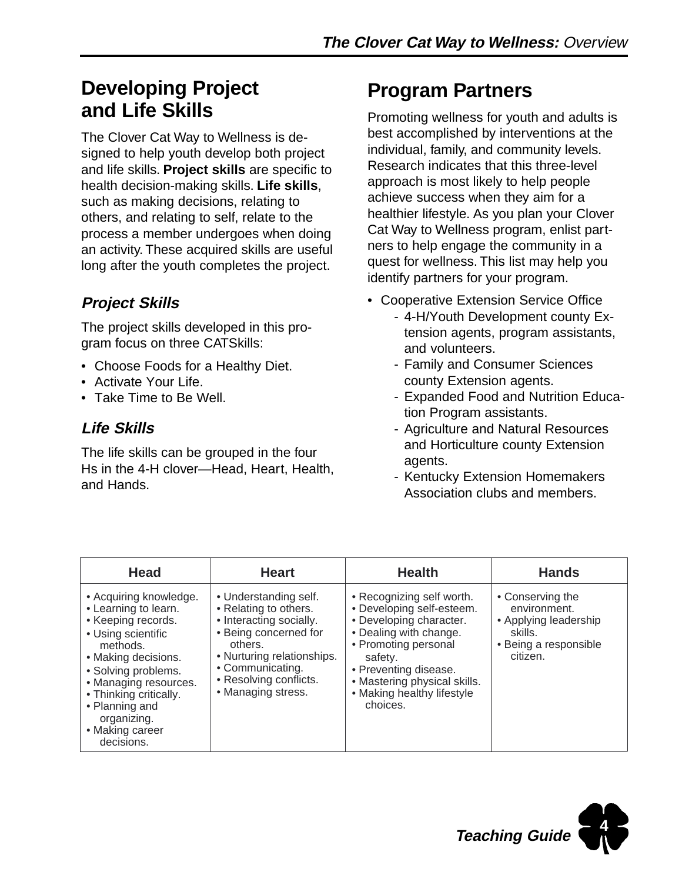## Developing Project and Life Skills

The Clover Cat Way to Wellness is designed to help youth develop both project and life skills. **Project skills** are specific to health decision-making skills. **Life skills**, such as making decisions, relating to others, and relating to self, relate to the process a member undergoes when doing an activity. These acquired skills are useful long after the youth completes the project.

### *Project Skills*

The project skills developed in this program focus on three CATSkills:

- Choose Foods for a Healthy Diet.
- Activate Your Life.
- Take Time to Be Well.

### *Life Skills*

The life skills can be grouped in the four Hs in the 4-H clover—Head, Heart, Health, and Hands.

## Program Partners

Promoting wellness for youth and adults is best accomplished by interventions at the individual, family, and community levels. Research indicates that this three-level approach is most likely to help people achieve success when they aim for a healthier lifestyle. As you plan your Clover Cat Way to Wellness program, enlist partners to help engage the community in a quest for wellness. This list may help you identify partners for your program.

- Cooperative Extension Service Office
  - 4-H/Youth Development county Extension agents, program assistants, and volunteers.
  - Family and Consumer Sciences county Extension agents.
  - Expanded Food and Nutrition Education Program assistants.
  - Agriculture and Natural Resources and Horticulture county Extension agents.
  - Kentucky Extension Homemakers Association clubs and members.

| Head | Heart | Health | Hands |
|---|---|---|---|
| • Acquiring knowledge.<br>• Learning to learn.<br>• Keeping records.<br>• Using scientific methods.<br>• Making decisions.<br>• Solving problems.<br>• Managing resources.<br>• Thinking critically.<br>• Planning and organizing.<br>• Making career decisions. | • Understanding self.<br>• Relating to others.<br>• Interacting socially.<br>• Being concerned for others.<br>• Nurturing relationships.<br>• Communicating.<br>• Resolving conflicts.<br>• Managing stress. | • Recognizing self worth.<br>• Developing self-esteem.<br>• Developing character.<br>• Dealing with change.<br>• Promoting personal safety.<br>• Preventing disease.<br>• Mastering physical skills.<br>• Making healthy lifestyle choices. | • Conserving the environment.<br>• Applying leadership skills.<br>• Being a responsible citizen. |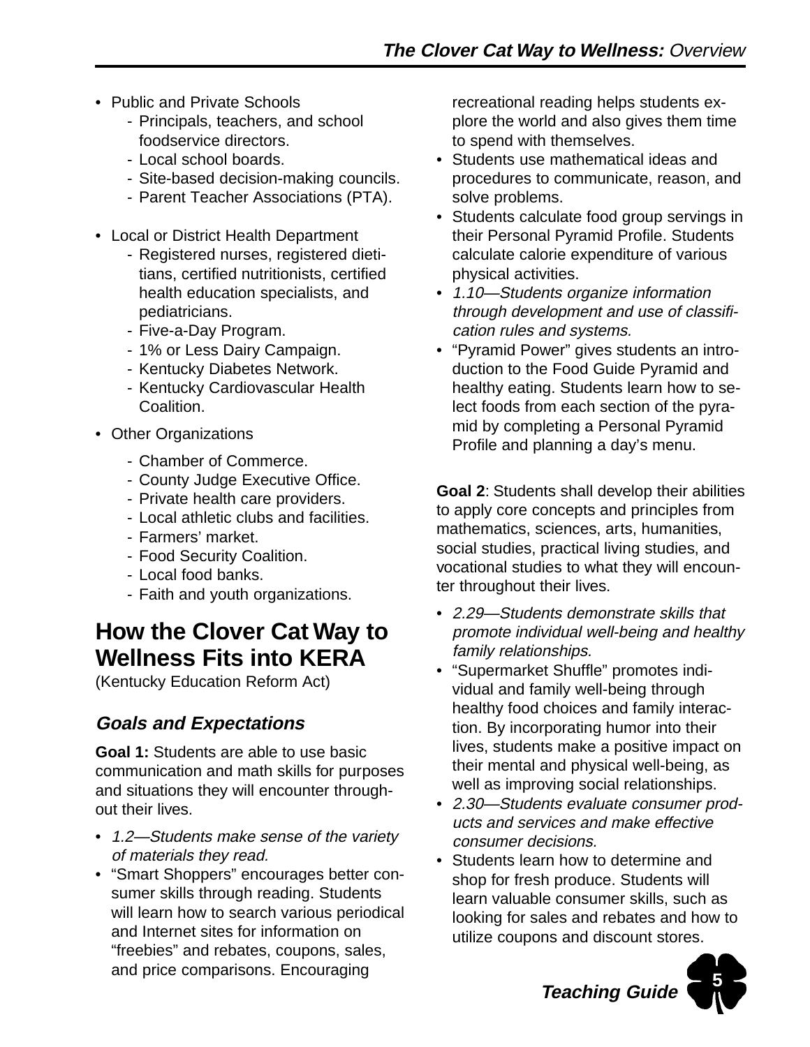- Public and Private Schools
  - Principals, teachers, and school foodservice directors.
  - Local school boards.
  - Site-based decision-making councils.
  - Parent Teacher Associations (PTA).

- Local or District Health Department
  - Registered nurses, registered dietitians, certified nutritionists, certified health education specialists, and pediatricians.
  - Five-a-Day Program.
  - 1% or Less Dairy Campaign.
  - Kentucky Diabetes Network.
  - Kentucky Cardiovascular Health Coalition.

- Other Organizations
  - Chamber of Commerce.
  - County Judge Executive Office.
  - Private health care providers.
  - Local athletic clubs and facilities.
  - Farmers' market.
  - Food Security Coalition.
  - Local food banks.
  - Faith and youth organizations.

## How the Clover Cat Way to Wellness Fits into KERA

(Kentucky Education Reform Act)

### *Goals and Expectations*

**Goal 1:** Students are able to use basic communication and math skills for purposes and situations they will encounter throughout their lives.

- *1.2—Students make sense of the variety of materials they read.*
- "Smart Shoppers" encourages better consumer skills through reading. Students will learn how to search various periodical and Internet sites for information on "freebies" and rebates, coupons, sales, and price comparisons. Encouraging recreational reading helps students explore the world and also gives them time to spend with themselves.
- Students use mathematical ideas and procedures to communicate, reason, and solve problems.
- Students calculate food group servings in their Personal Pyramid Profile. Students calculate calorie expenditure of various physical activities.
- *1.10—Students organize information through development and use of classification rules and systems.*
- "Pyramid Power" gives students an introduction to the Food Guide Pyramid and healthy eating. Students learn how to select foods from each section of the pyramid by completing a Personal Pyramid Profile and planning a day's menu.

**Goal 2**: Students shall develop their abilities to apply core concepts and principles from mathematics, sciences, arts, humanities, social studies, practical living studies, and vocational studies to what they will encounter throughout their lives.

- *2.29—Students demonstrate skills that promote individual well-being and healthy family relationships.*
- "Supermarket Shuffle" promotes individual and family well-being through healthy food choices and family interaction. By incorporating humor into their lives, students make a positive impact on their mental and physical well-being, as well as improving social relationships.
- *2.30—Students evaluate consumer products and services and make effective consumer decisions.*
- Students learn how to determine and shop for fresh produce. Students will learn valuable consumer skills, such as looking for sales and rebates and how to utilize coupons and discount stores.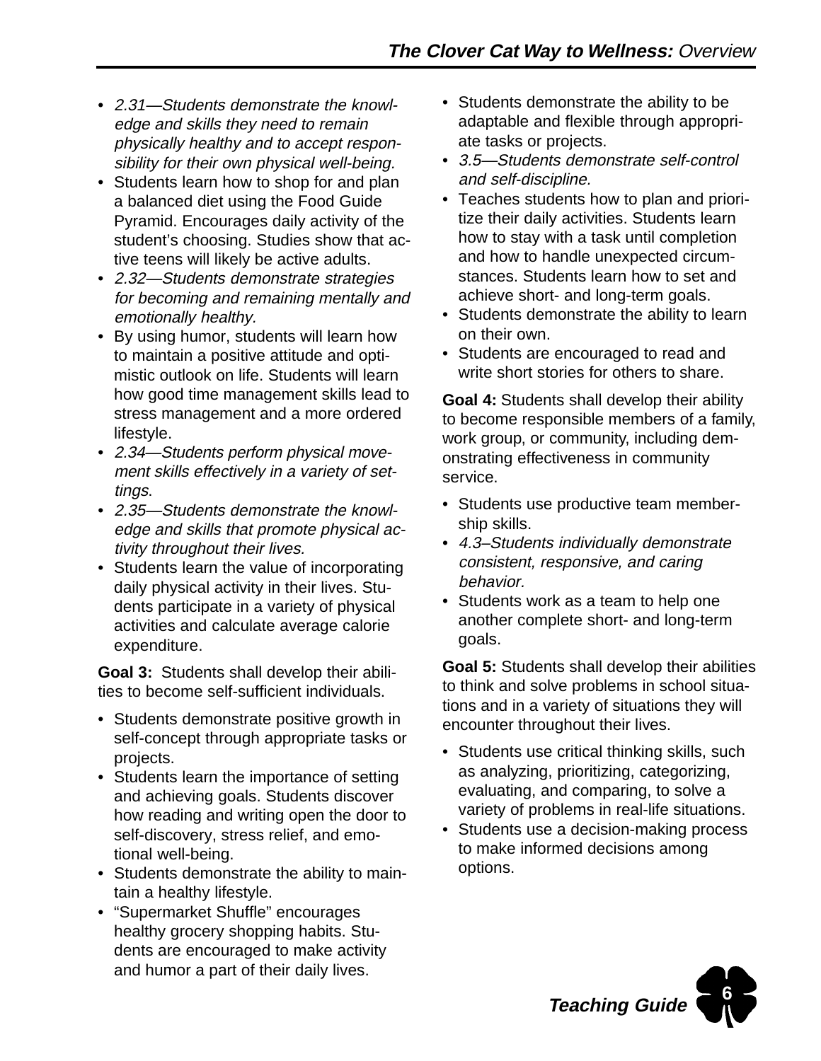- *2.31—Students demonstrate the knowledge and skills they need to remain physically healthy and to accept responsibility for their own physical well-being.*
- Students learn how to shop for and plan a balanced diet using the Food Guide Pyramid. Encourages daily activity of the student's choosing. Studies show that active teens will likely be active adults.
- *2.32—Students demonstrate strategies for becoming and remaining mentally and emotionally healthy.*
- By using humor, students will learn how to maintain a positive attitude and optimistic outlook on life. Students will learn how good time management skills lead to stress management and a more ordered lifestyle.
- *2.34—Students perform physical movement skills effectively in a variety of settings.*
- *2.35—Students demonstrate the knowledge and skills that promote physical activity throughout their lives.*
- Students learn the value of incorporating daily physical activity in their lives. Students participate in a variety of physical activities and calculate average calorie expenditure.

**Goal 3:** Students shall develop their abilities to become self-sufficient individuals.

- Students demonstrate positive growth in self-concept through appropriate tasks or projects.
- Students learn the importance of setting and achieving goals. Students discover how reading and writing open the door to self-discovery, stress relief, and emotional well-being.
- Students demonstrate the ability to maintain a healthy lifestyle.
- "Supermarket Shuffle" encourages healthy grocery shopping habits. Students are encouraged to make activity and humor a part of their daily lives.
- Students demonstrate the ability to be adaptable and flexible through appropriate tasks or projects.
- *3.5—Students demonstrate self-control and self-discipline.*
- Teaches students how to plan and prioritize their daily activities. Students learn how to stay with a task until completion and how to handle unexpected circumstances. Students learn how to set and achieve short- and long-term goals.
- Students demonstrate the ability to learn on their own.
- Students are encouraged to read and write short stories for others to share.

**Goal 4:** Students shall develop their ability to become responsible members of a family, work group, or community, including demonstrating effectiveness in community service.

- Students use productive team membership skills.
- *4.3–Students individually demonstrate consistent, responsive, and caring behavior.*
- Students work as a team to help one another complete short- and long-term goals.

**Goal 5:** Students shall develop their abilities to think and solve problems in school situations and in a variety of situations they will encounter throughout their lives.

- Students use critical thinking skills, such as analyzing, prioritizing, categorizing, evaluating, and comparing, to solve a variety of problems in real-life situations.
- Students use a decision-making process to make informed decisions among options.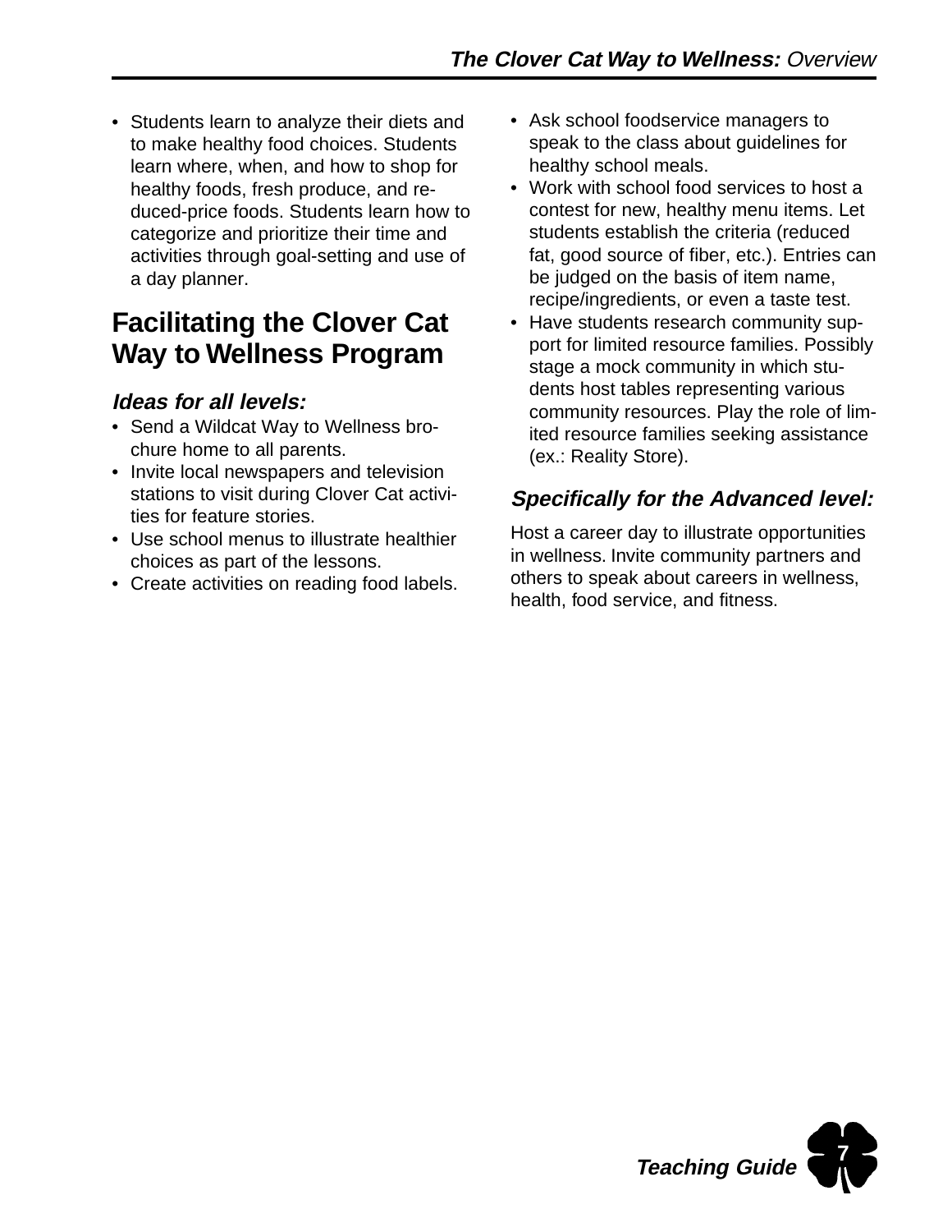- Students learn to analyze their diets and to make healthy food choices. Students learn where, when, and how to shop for healthy foods, fresh produce, and reduced-price foods. Students learn how to categorize and prioritize their time and activities through goal-setting and use of a day planner.

## Facilitating the Clover Cat Way to Wellness Program

### *Ideas for all levels:*

- Send a Wildcat Way to Wellness brochure home to all parents.
- Invite local newspapers and television stations to visit during Clover Cat activities for feature stories.
- Use school menus to illustrate healthier choices as part of the lessons.
- Create activities on reading food labels.
- Ask school foodservice managers to speak to the class about guidelines for healthy school meals.
- Work with school food services to host a contest for new, healthy menu items. Let students establish the criteria (reduced fat, good source of fiber, etc.). Entries can be judged on the basis of item name, recipe/ingredients, or even a taste test.
- Have students research community support for limited resource families. Possibly stage a mock community in which students host tables representing various community resources. Play the role of limited resource families seeking assistance (ex.: Reality Store).

### *Specifically for the Advanced level:*

Host a career day to illustrate opportunities in wellness. Invite community partners and others to speak about careers in wellness, health, food service, and fitness.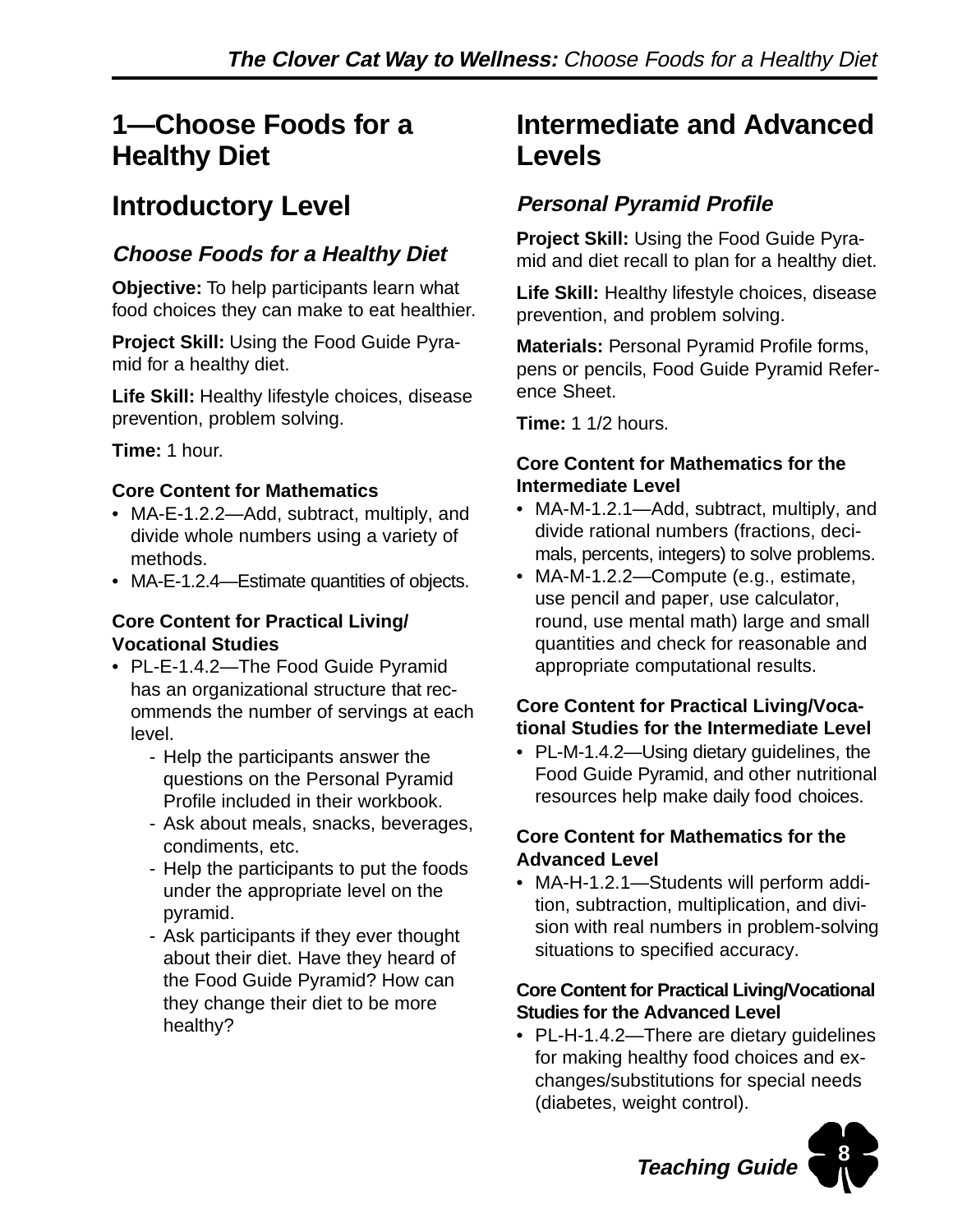# 1—Choose Foods for a Healthy Diet

## Introductory Level

### *Choose Foods for a Healthy Diet*

**Objective:** To help participants learn what food choices they can make to eat healthier.

**Project Skill:** Using the Food Guide Pyramid for a healthy diet.

**Life Skill:** Healthy lifestyle choices, disease prevention, problem solving.

**Time:** 1 hour.

#### Core Content for Mathematics

- MA-E-1.2.2—Add, subtract, multiply, and divide whole numbers using a variety of methods.
- MA-E-1.2.4—Estimate quantities of objects.

#### Core Content for Practical Living/Vocational Studies

- PL-E-1.4.2—The Food Guide Pyramid has an organizational structure that recommends the number of servings at each level.
  - Help the participants answer the questions on the Personal Pyramid Profile included in their workbook.
  - Ask about meals, snacks, beverages, condiments, etc.
  - Help the participants to put the foods under the appropriate level on the pyramid.
  - Ask participants if they ever thought about their diet. Have they heard of the Food Guide Pyramid? How can they change their diet to be more healthy?

## Intermediate and Advanced Levels

### *Personal Pyramid Profile*

**Project Skill:** Using the Food Guide Pyramid and diet recall to plan for a healthy diet.

**Life Skill:** Healthy lifestyle choices, disease prevention, and problem solving.

**Materials:** Personal Pyramid Profile forms, pens or pencils, Food Guide Pyramid Reference Sheet.

**Time:** 1 1/2 hours.

#### Core Content for Mathematics for the Intermediate Level

- MA-M-1.2.1—Add, subtract, multiply, and divide rational numbers (fractions, decimals, percents, integers) to solve problems.
- MA-M-1.2.2—Compute (e.g., estimate, use pencil and paper, use calculator, round, use mental math) large and small quantities and check for reasonable and appropriate computational results.

#### Core Content for Practical Living/Vocational Studies for the Intermediate Level

- PL-M-1.4.2—Using dietary guidelines, the Food Guide Pyramid, and other nutritional resources help make daily food choices.

#### Core Content for Mathematics for the Advanced Level

- MA-H-1.2.1—Students will perform addition, subtraction, multiplication, and division with real numbers in problem-solving situations to specified accuracy.

#### Core Content for Practical Living/Vocational Studies for the Advanced Level

- PL-H-1.4.2—There are dietary guidelines for making healthy food choices and exchanges/substitutions for special needs (diabetes, weight control).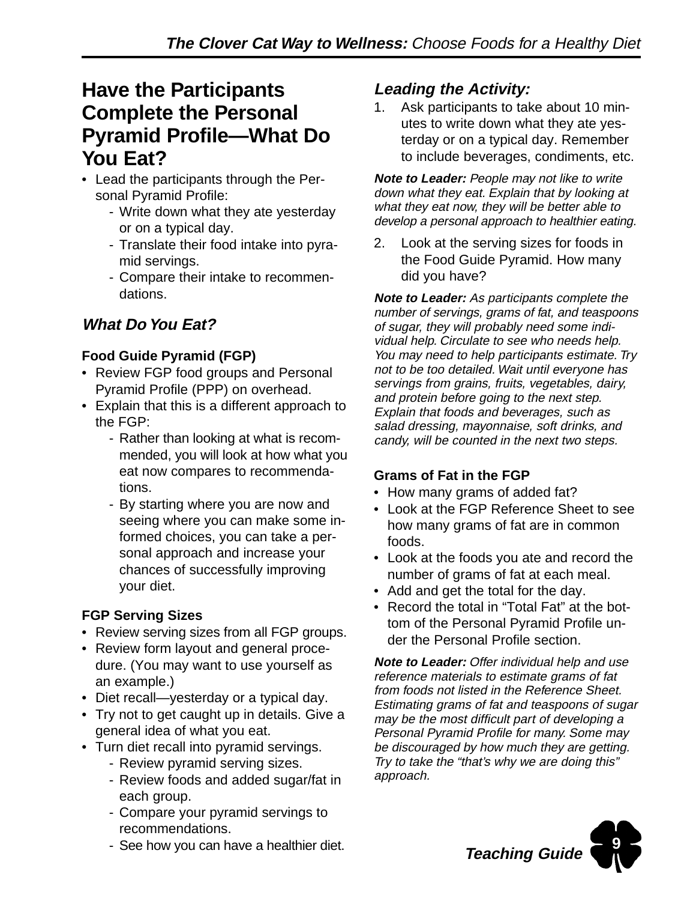## Have the Participants Complete the Personal Pyramid Profile—What Do You Eat?

- Lead the participants through the Personal Pyramid Profile:
  - Write down what they ate yesterday or on a typical day.
  - Translate their food intake into pyramid servings.
  - Compare their intake to recommendations.

### *What Do You Eat?*

**Food Guide Pyramid (FGP)**

- Review FGP food groups and Personal Pyramid Profile (PPP) on overhead.
- Explain that this is a different approach to the FGP:
  - Rather than looking at what is recommended, you will look at how what you eat now compares to recommendations.
  - By starting where you are now and seeing where you can make some informed choices, you can take a personal approach and increase your chances of successfully improving your diet.

**FGP Serving Sizes**

- Review serving sizes from all FGP groups.
- Review form layout and general procedure. (You may want to use yourself as an example.)
- Diet recall—yesterday or a typical day.
- Try not to get caught up in details. Give a general idea of what you eat.
- Turn diet recall into pyramid servings.
  - Review pyramid serving sizes.
  - Review foods and added sugar/fat in each group.
  - Compare your pyramid servings to recommendations.
  - See how you can have a healthier diet.

### *Leading the Activity:*

1. Ask participants to take about 10 minutes to write down what they ate yesterday or on a typical day. Remember to include beverages, condiments, etc.

***Note to Leader:*** *People may not like to write down what they eat. Explain that by looking at what they eat now, they will be better able to develop a personal approach to healthier eating.*

2. Look at the serving sizes for foods in the Food Guide Pyramid. How many did you have?

***Note to Leader:*** *As participants complete the number of servings, grams of fat, and teaspoons of sugar, they will probably need some individual help. Circulate to see who needs help. You may need to help participants estimate. Try not to be too detailed. Wait until everyone has servings from grains, fruits, vegetables, dairy, and protein before going to the next step. Explain that foods and beverages, such as salad dressing, mayonnaise, soft drinks, and candy, will be counted in the next two steps.*

**Grams of Fat in the FGP**

- How many grams of added fat?
- Look at the FGP Reference Sheet to see how many grams of fat are in common foods.
- Look at the foods you ate and record the number of grams of fat at each meal.
- Add and get the total for the day.
- Record the total in “Total Fat” at the bottom of the Personal Pyramid Profile under the Personal Profile section.

***Note to Leader:*** *Offer individual help and use reference materials to estimate grams of fat from foods not listed in the Reference Sheet. Estimating grams of fat and teaspoons of sugar may be the most difficult part of developing a Personal Pyramid Profile for many. Some may be discouraged by how much they are getting. Try to take the “that’s why we are doing this” approach.*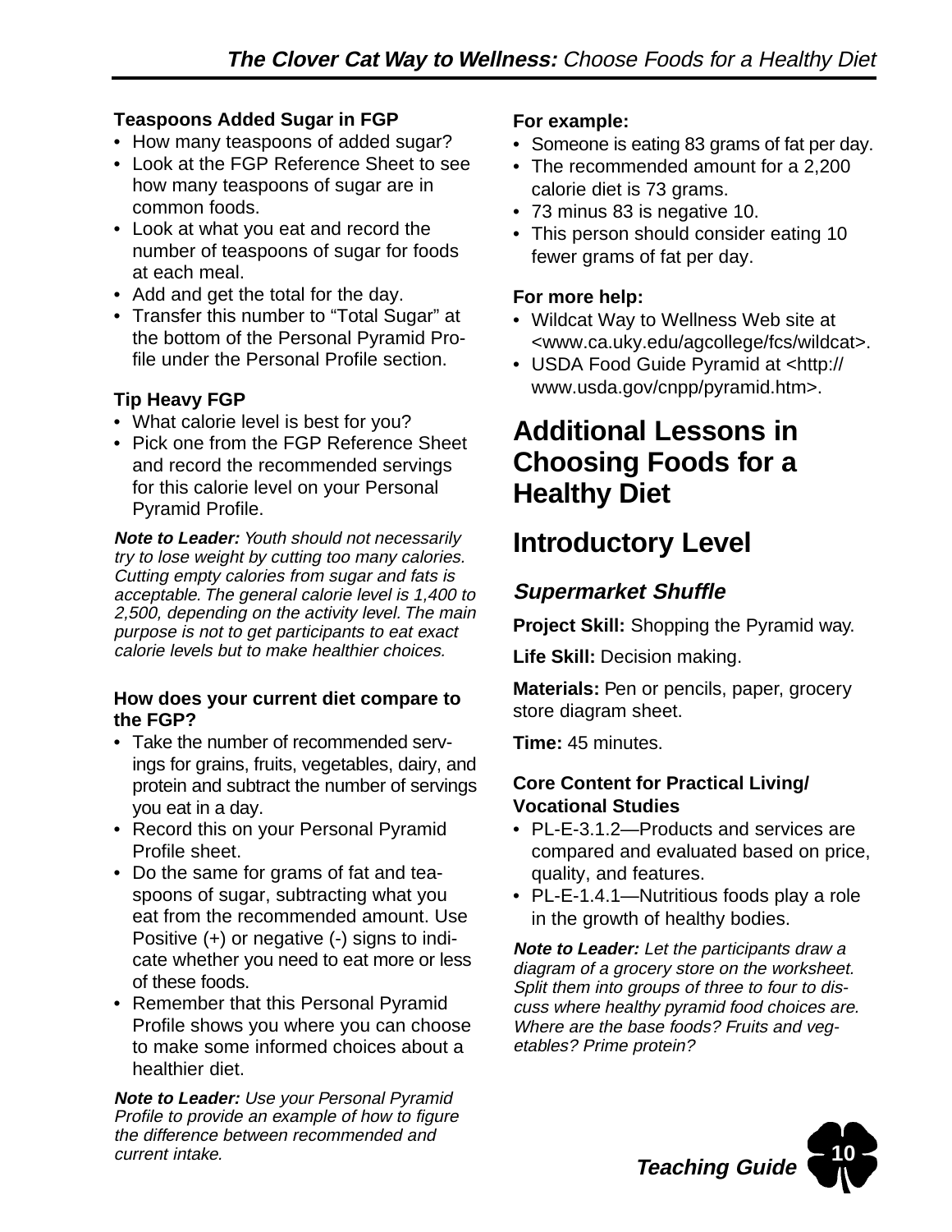**Teaspoons Added Sugar in FGP**

- How many teaspoons of added sugar?
- Look at the FGP Reference Sheet to see how many teaspoons of sugar are in common foods.
- Look at what you eat and record the number of teaspoons of sugar for foods at each meal.
- Add and get the total for the day.
- Transfer this number to “Total Sugar” at the bottom of the Personal Pyramid Profile under the Personal Profile section.

**Tip Heavy FGP**

- What calorie level is best for you?
- Pick one from the FGP Reference Sheet and record the recommended servings for this calorie level on your Personal Pyramid Profile.

***Note to Leader:*** *Youth should not necessarily try to lose weight by cutting too many calories. Cutting empty calories from sugar and fats is acceptable. The general calorie level is 1,400 to 2,500, depending on the activity level. The main purpose is not to get participants to eat exact calorie levels but to make healthier choices.*

**How does your current diet compare to the FGP?**

- Take the number of recommended servings for grains, fruits, vegetables, dairy, and protein and subtract the number of servings you eat in a day.
- Record this on your Personal Pyramid Profile sheet.
- Do the same for grams of fat and teaspoons of sugar, subtracting what you eat from the recommended amount. Use Positive (+) or negative (-) signs to indicate whether you need to eat more or less of these foods.
- Remember that this Personal Pyramid Profile shows you where you can choose to make some informed choices about a healthier diet.

***Note to Leader:*** *Use your Personal Pyramid Profile to provide an example of how to figure the difference between recommended and current intake.*

**For example:**

- Someone is eating 83 grams of fat per day.
- The recommended amount for a 2,200 calorie diet is 73 grams.
- 73 minus 83 is negative 10.
- This person should consider eating 10 fewer grams of fat per day.

**For more help:**

- Wildcat Way to Wellness Web site at <www.ca.uky.edu/agcollege/fcs/wildcat>.
- USDA Food Guide Pyramid at <http://www.usda.gov/cnpp/pyramid.htm>.

# Additional Lessons in Choosing Foods for a Healthy Diet

## Introductory Level

### *Supermarket Shuffle*

**Project Skill:** Shopping the Pyramid way.

**Life Skill:** Decision making.

**Materials:** Pen or pencils, paper, grocery store diagram sheet.

**Time:** 45 minutes.

**Core Content for Practical Living/ Vocational Studies**

- PL-E-3.1.2—Products and services are compared and evaluated based on price, quality, and features.
- PL-E-1.4.1—Nutritious foods play a role in the growth of healthy bodies.

***Note to Leader:*** *Let the participants draw a diagram of a grocery store on the worksheet. Split them into groups of three to four to discuss where healthy pyramid food choices are. Where are the base foods? Fruits and vegetables? Prime protein?*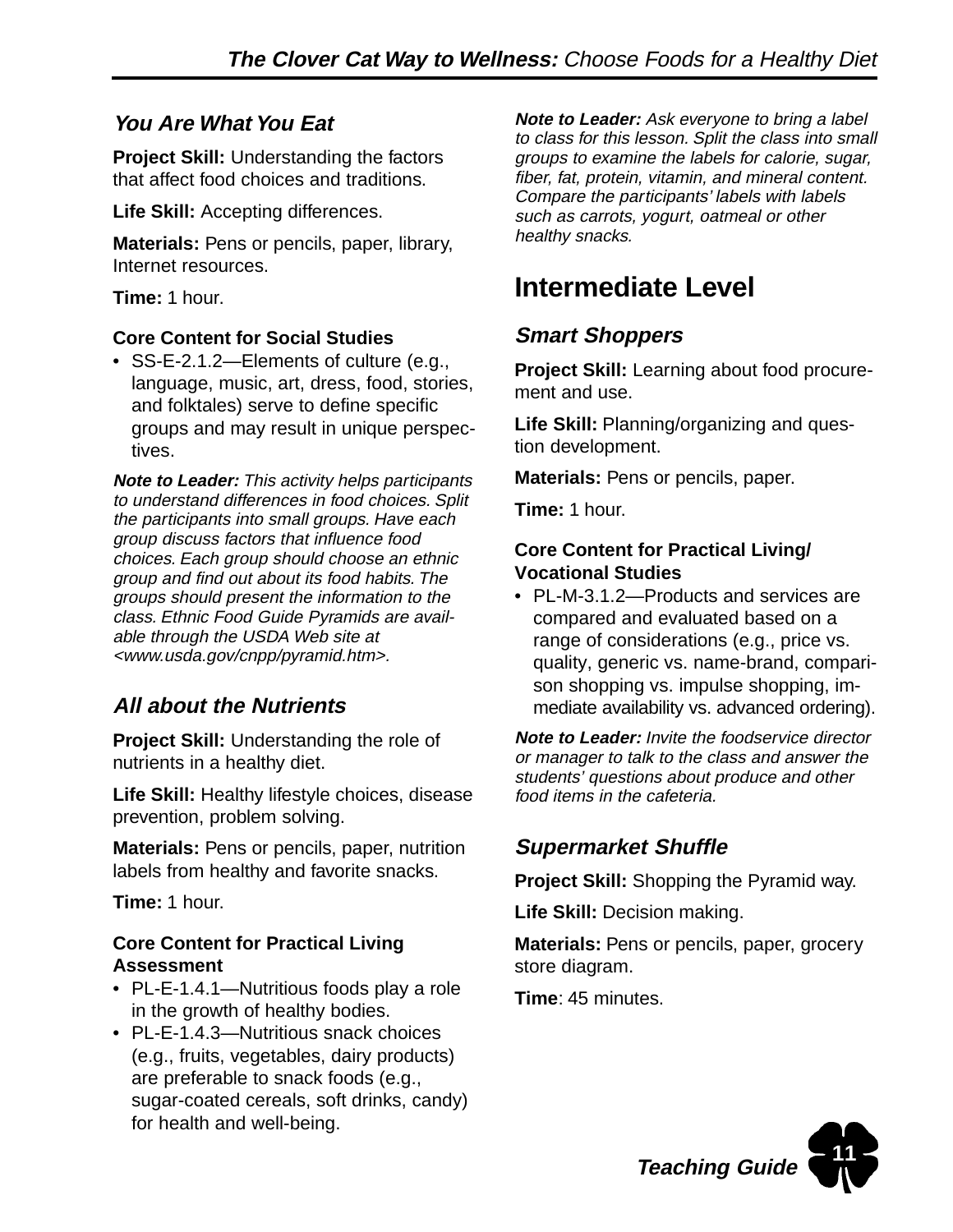### *You Are What You Eat*

**Project Skill:** Understanding the factors that affect food choices and traditions.

**Life Skill:** Accepting differences.

**Materials:** Pens or pencils, paper, library, Internet resources.

**Time:** 1 hour.

**Core Content for Social Studies**

- SS-E-2.1.2—Elements of culture (e.g., language, music, art, dress, food, stories, and folktales) serve to define specific groups and may result in unique perspectives.

***Note to Leader:*** *This activity helps participants to understand differences in food choices. Split the participants into small groups. Have each group discuss factors that influence food choices. Each group should choose an ethnic group and find out about its food habits. The groups should present the information to the class. Ethnic Food Guide Pyramids are available through the USDA Web site at <www.usda.gov/cnpp/pyramid.htm>.*

### *All about the Nutrients*

**Project Skill:** Understanding the role of nutrients in a healthy diet.

**Life Skill:** Healthy lifestyle choices, disease prevention, problem solving.

**Materials:** Pens or pencils, paper, nutrition labels from healthy and favorite snacks.

**Time:** 1 hour.

**Core Content for Practical Living Assessment**

- PL-E-1.4.1—Nutritious foods play a role in the growth of healthy bodies.
- PL-E-1.4.3—Nutritious snack choices (e.g., fruits, vegetables, dairy products) are preferable to snack foods (e.g., sugar-coated cereals, soft drinks, candy) for health and well-being.

***Note to Leader:*** *Ask everyone to bring a label to class for this lesson. Split the class into small groups to examine the labels for calorie, sugar, fiber, fat, protein, vitamin, and mineral content. Compare the participants' labels with labels such as carrots, yogurt, oatmeal or other healthy snacks.*

## Intermediate Level

### *Smart Shoppers*

**Project Skill:** Learning about food procurement and use.

**Life Skill:** Planning/organizing and question development.

**Materials:** Pens or pencils, paper.

**Time:** 1 hour.

**Core Content for Practical Living/ Vocational Studies**

- PL-M-3.1.2—Products and services are compared and evaluated based on a range of considerations (e.g., price vs. quality, generic vs. name-brand, comparison shopping vs. impulse shopping, immediate availability vs. advanced ordering).

***Note to Leader:*** *Invite the foodservice director or manager to talk to the class and answer the students' questions about produce and other food items in the cafeteria.*

### *Supermarket Shuffle*

**Project Skill:** Shopping the Pyramid way.

**Life Skill:** Decision making.

**Materials:** Pens or pencils, paper, grocery store diagram.

**Time**: 45 minutes.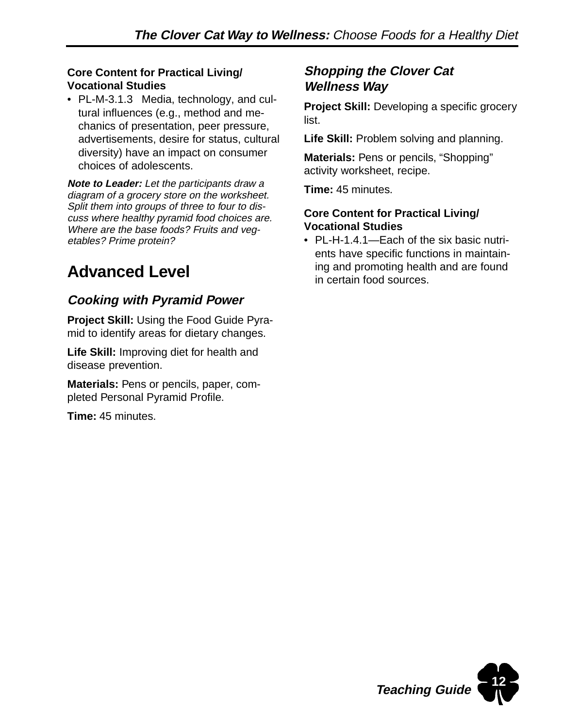**Core Content for Practical Living/ Vocational Studies**

- PL-M-3.1.3 Media, technology, and cultural influences (e.g., method and mechanics of presentation, peer pressure, advertisements, desire for status, cultural diversity) have an impact on consumer choices of adolescents.

***Note to Leader:*** *Let the participants draw a diagram of a grocery store on the worksheet. Split them into groups of three to four to discuss where healthy pyramid food choices are. Where are the base foods? Fruits and vegetables? Prime protein?*

## Advanced Level

### *Cooking with Pyramid Power*

**Project Skill:** Using the Food Guide Pyramid to identify areas for dietary changes.

**Life Skill:** Improving diet for health and disease prevention.

**Materials:** Pens or pencils, paper, completed Personal Pyramid Profile.

**Time:** 45 minutes.

### *Shopping the Clover Cat Wellness Way*

**Project Skill:** Developing a specific grocery list.

**Life Skill:** Problem solving and planning.

**Materials:** Pens or pencils, "Shopping" activity worksheet, recipe.

**Time:** 45 minutes.

**Core Content for Practical Living/ Vocational Studies**

- PL-H-1.4.1—Each of the six basic nutrients have specific functions in maintaining and promoting health and are found in certain food sources.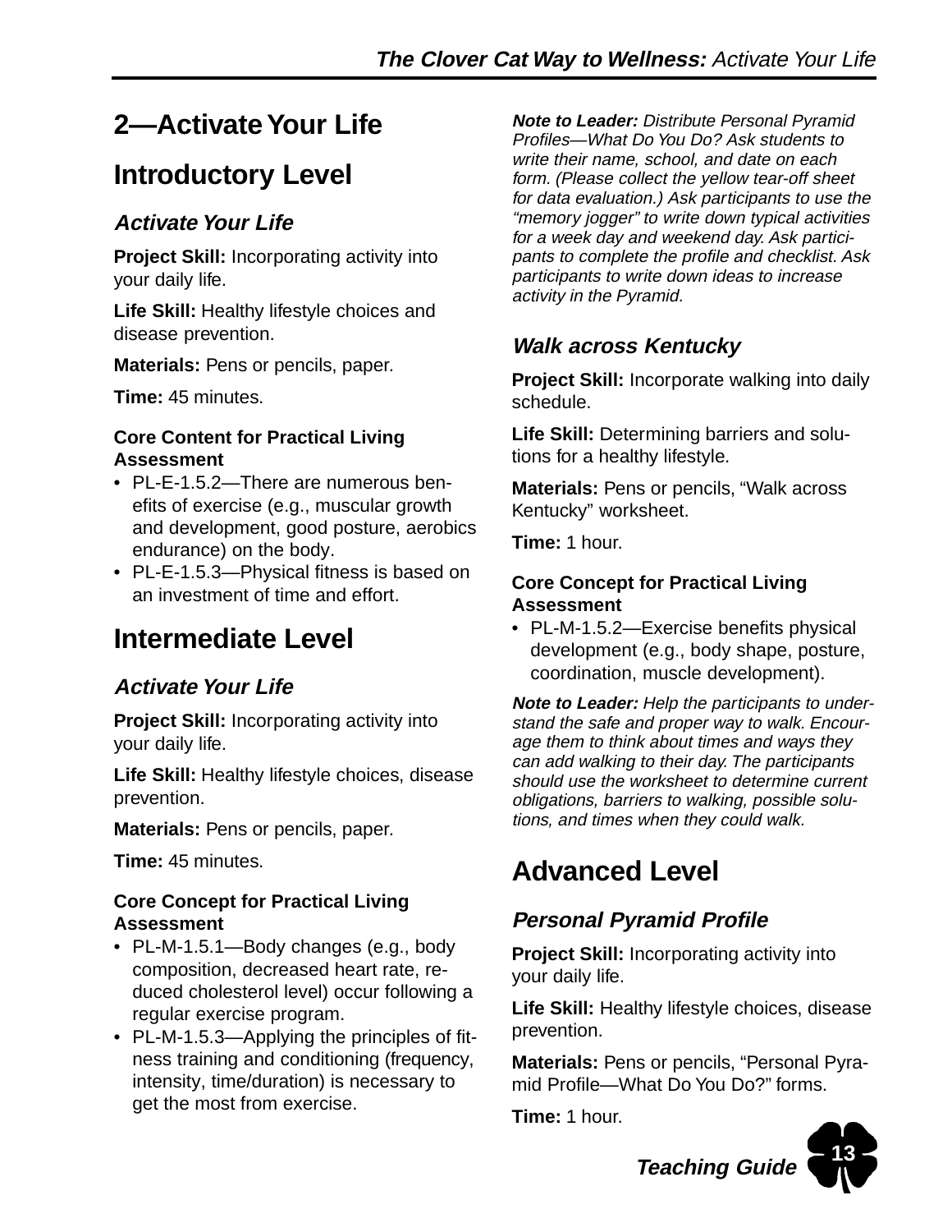# 2—Activate Your Life

## Introductory Level

### *Activate Your Life*

**Project Skill:** Incorporating activity into your daily life.

**Life Skill:** Healthy lifestyle choices and disease prevention.

**Materials:** Pens or pencils, paper.

**Time:** 45 minutes.

**Core Content for Practical Living Assessment**

- PL-E-1.5.2—There are numerous benefits of exercise (e.g., muscular growth and development, good posture, aerobics endurance) on the body.
- PL-E-1.5.3—Physical fitness is based on an investment of time and effort.

## Intermediate Level

### *Activate Your Life*

**Project Skill:** Incorporating activity into your daily life.

**Life Skill:** Healthy lifestyle choices, disease prevention.

**Materials:** Pens or pencils, paper.

**Time:** 45 minutes.

**Core Concept for Practical Living Assessment**

- PL-M-1.5.1—Body changes (e.g., body composition, decreased heart rate, reduced cholesterol level) occur following a regular exercise program.
- PL-M-1.5.3—Applying the principles of fitness training and conditioning (frequency, intensity, time/duration) is necessary to get the most from exercise.

***Note to Leader:*** *Distribute Personal Pyramid Profiles—What Do You Do? Ask students to write their name, school, and date on each form. (Please collect the yellow tear-off sheet for data evaluation.) Ask participants to use the "memory jogger" to write down typical activities for a week day and weekend day. Ask participants to complete the profile and checklist. Ask participants to write down ideas to increase activity in the Pyramid.*

### *Walk across Kentucky*

**Project Skill:** Incorporate walking into daily schedule.

**Life Skill:** Determining barriers and solutions for a healthy lifestyle.

**Materials:** Pens or pencils, "Walk across Kentucky" worksheet.

**Time:** 1 hour.

**Core Concept for Practical Living Assessment**

- PL-M-1.5.2—Exercise benefits physical development (e.g., body shape, posture, coordination, muscle development).

***Note to Leader:*** *Help the participants to understand the safe and proper way to walk. Encourage them to think about times and ways they can add walking to their day. The participants should use the worksheet to determine current obligations, barriers to walking, possible solutions, and times when they could walk.*

## Advanced Level

### *Personal Pyramid Profile*

**Project Skill:** Incorporating activity into your daily life.

**Life Skill:** Healthy lifestyle choices, disease prevention.

**Materials:** Pens or pencils, "Personal Pyramid Profile—What Do You Do?" forms.

**Time:** 1 hour.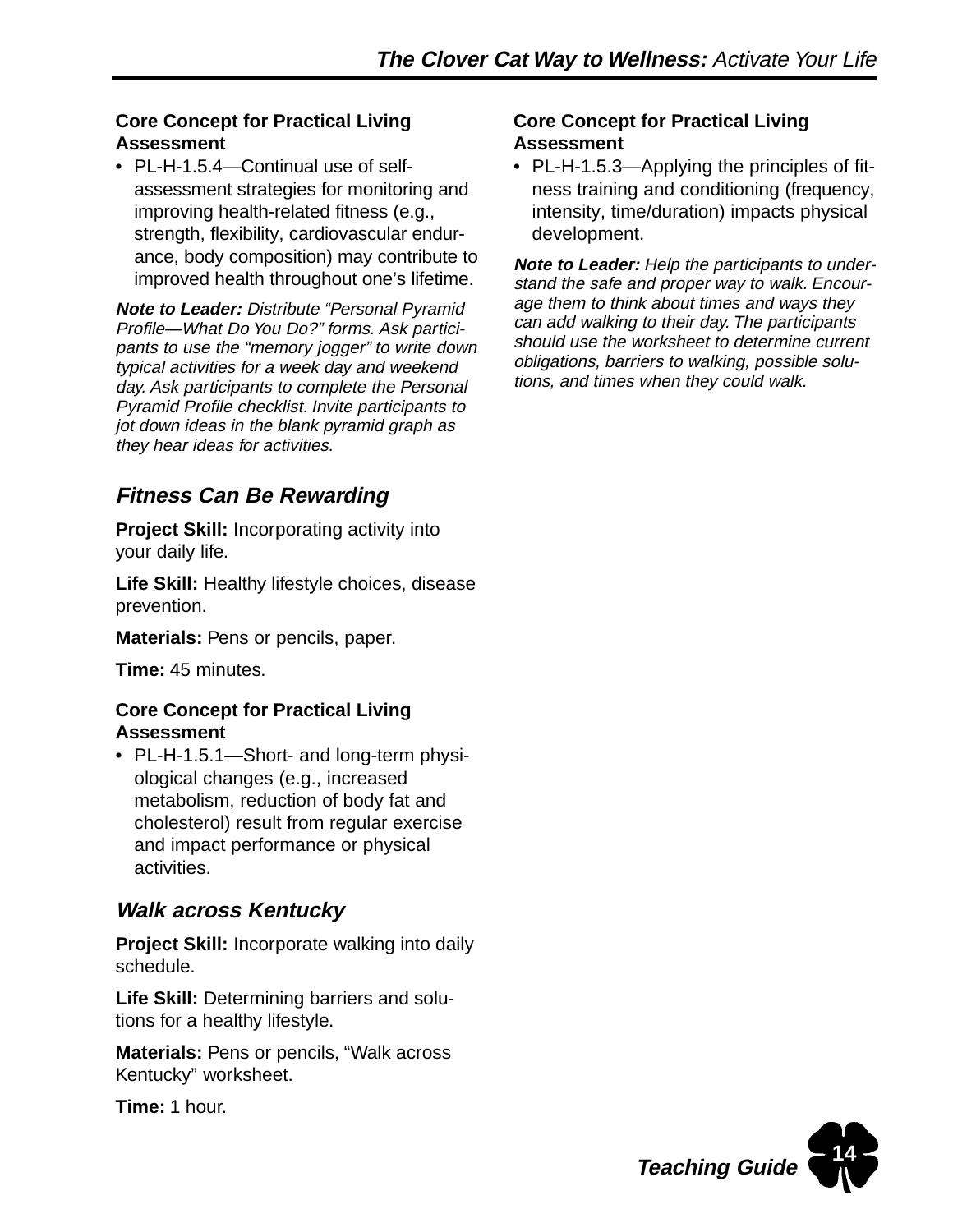**Core Concept for Practical Living Assessment**

- PL-H-1.5.4—Continual use of self-assessment strategies for monitoring and improving health-related fitness (e.g., strength, flexibility, cardiovascular endurance, body composition) may contribute to improved health throughout one's lifetime.

***Note to Leader:*** *Distribute "Personal Pyramid Profile—What Do You Do?" forms. Ask participants to use the "memory jogger" to write down typical activities for a week day and weekend day. Ask participants to complete the Personal Pyramid Profile checklist. Invite participants to jot down ideas in the blank pyramid graph as they hear ideas for activities.*

## *Fitness Can Be Rewarding*

**Project Skill:** Incorporating activity into your daily life.

**Life Skill:** Healthy lifestyle choices, disease prevention.

**Materials:** Pens or pencils, paper.

**Time:** 45 minutes.

**Core Concept for Practical Living Assessment**

- PL-H-1.5.1—Short- and long-term physiological changes (e.g., increased metabolism, reduction of body fat and cholesterol) result from regular exercise and impact performance or physical activities.

## *Walk across Kentucky*

**Project Skill:** Incorporate walking into daily schedule.

**Life Skill:** Determining barriers and solutions for a healthy lifestyle.

**Materials:** Pens or pencils, "Walk across Kentucky" worksheet.

**Time:** 1 hour.

**Core Concept for Practical Living Assessment**

- PL-H-1.5.3—Applying the principles of fitness training and conditioning (frequency, intensity, time/duration) impacts physical development.

***Note to Leader:*** *Help the participants to understand the safe and proper way to walk. Encourage them to think about times and ways they can add walking to their day. The participants should use the worksheet to determine current obligations, barriers to walking, possible solutions, and times when they could walk.*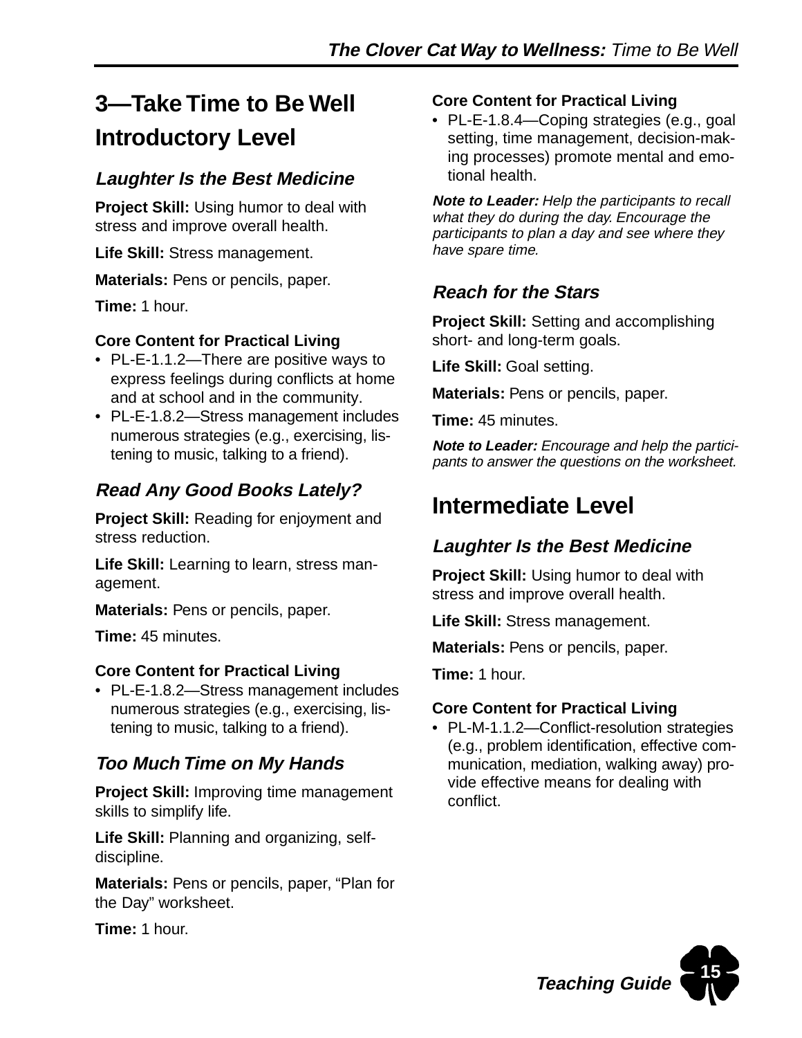# 3—Take Time to Be Well

## Introductory Level

### *Laughter Is the Best Medicine*

**Project Skill:** Using humor to deal with stress and improve overall health.

**Life Skill:** Stress management.

**Materials:** Pens or pencils, paper.

**Time:** 1 hour.

**Core Content for Practical Living**

- PL-E-1.1.2—There are positive ways to express feelings during conflicts at home and at school and in the community.
- PL-E-1.8.2—Stress management includes numerous strategies (e.g., exercising, listening to music, talking to a friend).

### *Read Any Good Books Lately?*

**Project Skill:** Reading for enjoyment and stress reduction.

**Life Skill:** Learning to learn, stress management.

**Materials:** Pens or pencils, paper.

**Time:** 45 minutes.

**Core Content for Practical Living**

- PL-E-1.8.2—Stress management includes numerous strategies (e.g., exercising, listening to music, talking to a friend).

### *Too Much Time on My Hands*

**Project Skill:** Improving time management skills to simplify life.

**Life Skill:** Planning and organizing, self-discipline.

**Materials:** Pens or pencils, paper, "Plan for the Day" worksheet.

**Time:** 1 hour.

**Core Content for Practical Living**

- PL-E-1.8.4—Coping strategies (e.g., goal setting, time management, decision-making processes) promote mental and emotional health.

***Note to Leader:*** *Help the participants to recall what they do during the day. Encourage the participants to plan a day and see where they have spare time.*

### *Reach for the Stars*

**Project Skill:** Setting and accomplishing short- and long-term goals.

**Life Skill:** Goal setting.

**Materials:** Pens or pencils, paper.

**Time:** 45 minutes.

***Note to Leader:*** *Encourage and help the participants to answer the questions on the worksheet.*

## Intermediate Level

### *Laughter Is the Best Medicine*

**Project Skill:** Using humor to deal with stress and improve overall health.

**Life Skill:** Stress management.

**Materials:** Pens or pencils, paper.

**Time:** 1 hour.

**Core Content for Practical Living**

- PL-M-1.1.2—Conflict-resolution strategies (e.g., problem identification, effective communication, mediation, walking away) provide effective means for dealing with conflict.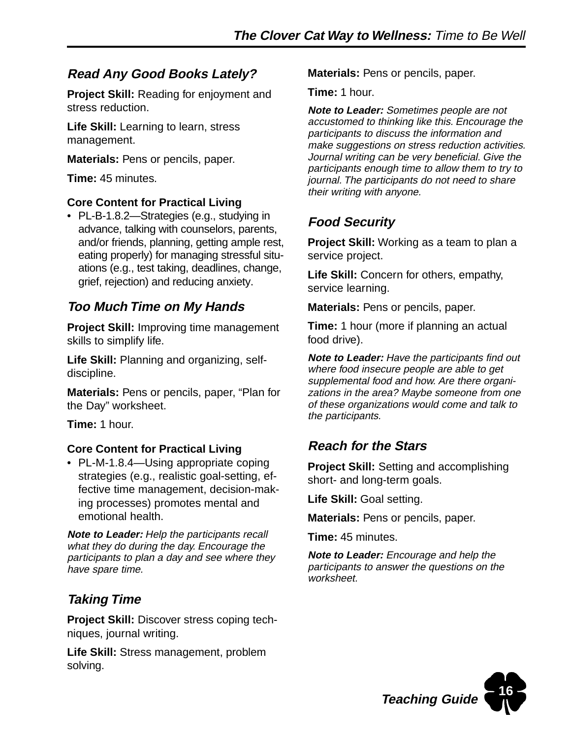### *Read Any Good Books Lately?*

**Project Skill:** Reading for enjoyment and stress reduction.

**Life Skill:** Learning to learn, stress management.

**Materials:** Pens or pencils, paper.

**Time:** 45 minutes.

**Core Content for Practical Living**

- PL-B-1.8.2—Strategies (e.g., studying in advance, talking with counselors, parents, and/or friends, planning, getting ample rest, eating properly) for managing stressful situations (e.g., test taking, deadlines, change, grief, rejection) and reducing anxiety.

### *Too Much Time on My Hands*

**Project Skill:** Improving time management skills to simplify life.

**Life Skill:** Planning and organizing, self-discipline.

**Materials:** Pens or pencils, paper, "Plan for the Day" worksheet.

**Time:** 1 hour.

**Core Content for Practical Living**

- PL-M-1.8.4—Using appropriate coping strategies (e.g., realistic goal-setting, effective time management, decision-making processes) promotes mental and emotional health.

***Note to Leader:*** *Help the participants recall what they do during the day. Encourage the participants to plan a day and see where they have spare time.*

### *Taking Time*

**Project Skill:** Discover stress coping techniques, journal writing.

**Life Skill:** Stress management, problem solving.

**Materials:** Pens or pencils, paper.

**Time:** 1 hour.

***Note to Leader:*** *Sometimes people are not accustomed to thinking like this. Encourage the participants to discuss the information and make suggestions on stress reduction activities. Journal writing can be very beneficial. Give the participants enough time to allow them to try to journal. The participants do not need to share their writing with anyone.*

### *Food Security*

**Project Skill:** Working as a team to plan a service project.

**Life Skill:** Concern for others, empathy, service learning.

**Materials:** Pens or pencils, paper.

**Time:** 1 hour (more if planning an actual food drive).

***Note to Leader:*** *Have the participants find out where food insecure people are able to get supplemental food and how. Are there organizations in the area? Maybe someone from one of these organizations would come and talk to the participants.*

### *Reach for the Stars*

**Project Skill:** Setting and accomplishing short- and long-term goals.

**Life Skill:** Goal setting.

**Materials:** Pens or pencils, paper.

**Time:** 45 minutes.

***Note to Leader:*** *Encourage and help the participants to answer the questions on the worksheet.*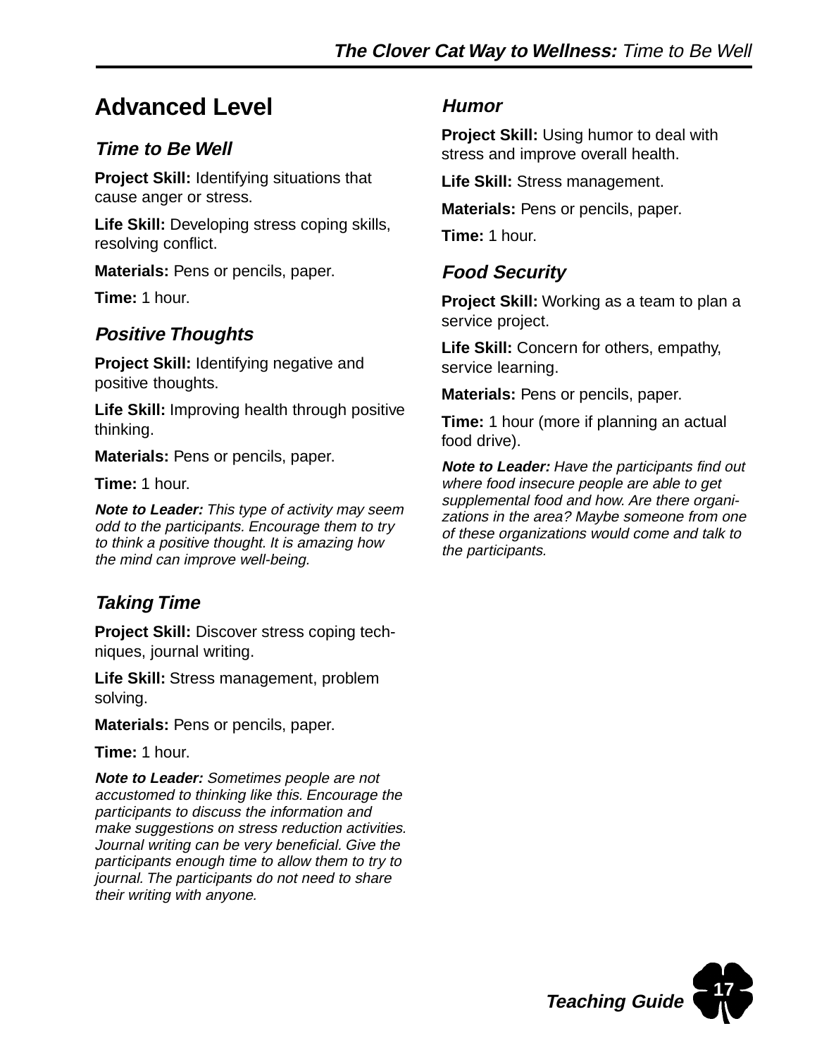# Advanced Level

### *Time to Be Well*

**Project Skill:** Identifying situations that cause anger or stress.

**Life Skill:** Developing stress coping skills, resolving conflict.

**Materials:** Pens or pencils, paper.

**Time:** 1 hour.

### *Positive Thoughts*

**Project Skill:** Identifying negative and positive thoughts.

**Life Skill:** Improving health through positive thinking.

**Materials:** Pens or pencils, paper.

**Time:** 1 hour.

***Note to Leader:*** *This type of activity may seem odd to the participants. Encourage them to try to think a positive thought. It is amazing how the mind can improve well-being.*

### *Taking Time*

**Project Skill:** Discover stress coping techniques, journal writing.

**Life Skill:** Stress management, problem solving.

**Materials:** Pens or pencils, paper.

**Time:** 1 hour.

***Note to Leader:*** *Sometimes people are not accustomed to thinking like this. Encourage the participants to discuss the information and make suggestions on stress reduction activities. Journal writing can be very beneficial. Give the participants enough time to allow them to try to journal. The participants do not need to share their writing with anyone.*

### *Humor*

**Project Skill:** Using humor to deal with stress and improve overall health.

**Life Skill:** Stress management.

**Materials:** Pens or pencils, paper.

**Time:** 1 hour.

### *Food Security*

**Project Skill:** Working as a team to plan a service project.

**Life Skill:** Concern for others, empathy, service learning.

**Materials:** Pens or pencils, paper.

**Time:** 1 hour (more if planning an actual food drive).

***Note to Leader:*** *Have the participants find out where food insecure people are able to get supplemental food and how. Are there organizations in the area? Maybe someone from one of these organizations would come and talk to the participants.*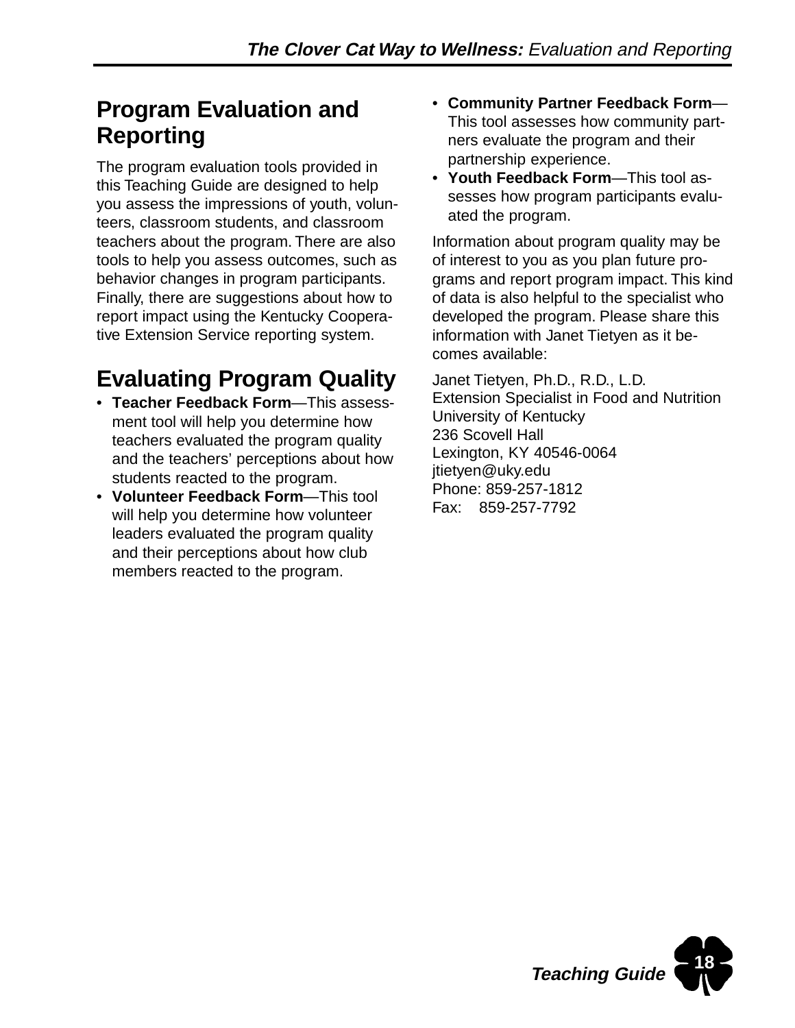## Program Evaluation and Reporting

The program evaluation tools provided in this Teaching Guide are designed to help you assess the impressions of youth, volunteers, classroom students, and classroom teachers about the program. There are also tools to help you assess outcomes, such as behavior changes in program participants. Finally, there are suggestions about how to report impact using the Kentucky Cooperative Extension Service reporting system.

## Evaluating Program Quality

- **Teacher Feedback Form**—This assessment tool will help you determine how teachers evaluated the program quality and the teachers' perceptions about how students reacted to the program.
- **Volunteer Feedback Form**—This tool will help you determine how volunteer leaders evaluated the program quality and their perceptions about how club members reacted to the program.
- **Community Partner Feedback Form**—This tool assesses how community partners evaluate the program and their partnership experience.
- **Youth Feedback Form**—This tool assesses how program participants evaluated the program.

Information about program quality may be of interest to you as you plan future programs and report program impact. This kind of data is also helpful to the specialist who developed the program. Please share this information with Janet Tietyen as it becomes available:

Janet Tietyen, Ph.D., R.D., L.D.
Extension Specialist in Food and Nutrition
University of Kentucky
236 Scovell Hall
Lexington, KY 40546-0064
jtietyen@uky.edu
Phone: 859-257-1812
Fax: 859-257-7792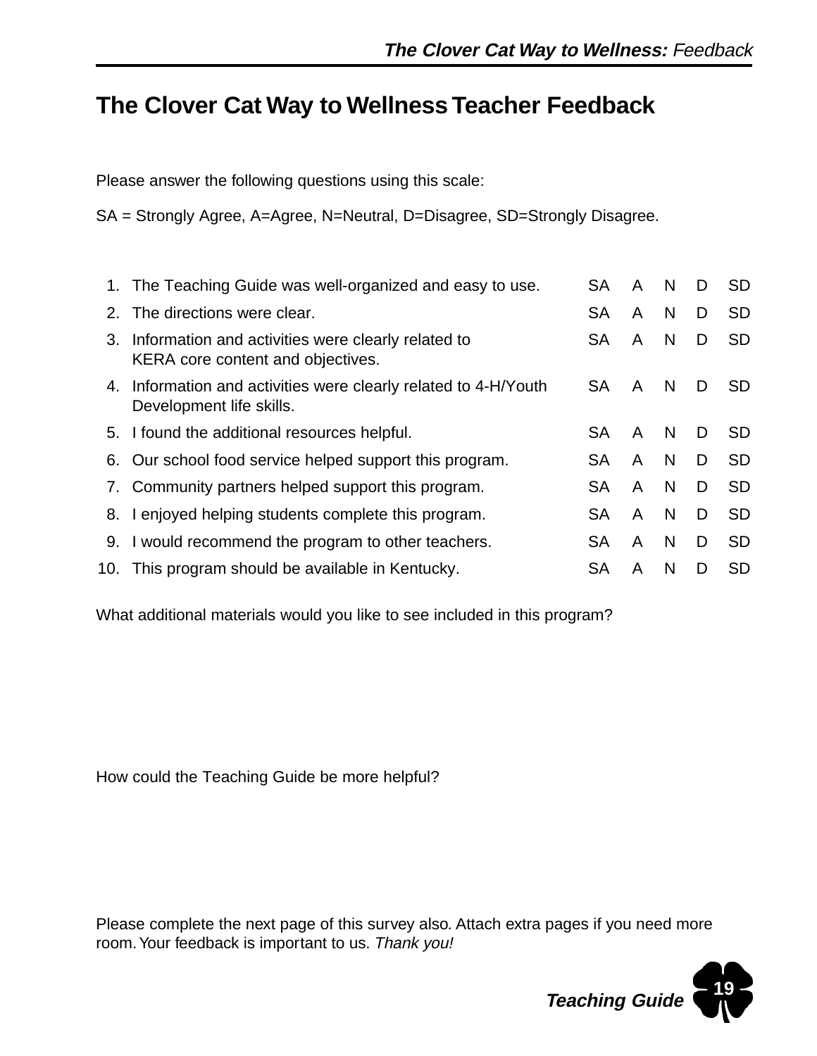# The Clover Cat Way to Wellness Teacher Feedback

Please answer the following questions using this scale:

SA = Strongly Agree, A=Agree, N=Neutral, D=Disagree, SD=Strongly Disagree.

| | | | | | | |
|---|---|---|---|---|---|---|
| 1. | The Teaching Guide was well-organized and easy to use. | SA | A | N | D | SD |
| 2. | The directions were clear. | SA | A | N | D | SD |
| 3. | Information and activities were clearly related to KERA core content and objectives. | SA | A | N | D | SD |
| 4. | Information and activities were clearly related to 4-H/Youth Development life skills. | SA | A | N | D | SD |
| 5. | I found the additional resources helpful. | SA | A | N | D | SD |
| 6. | Our school food service helped support this program. | SA | A | N | D | SD |
| 7. | Community partners helped support this program. | SA | A | N | D | SD |
| 8. | I enjoyed helping students complete this program. | SA | A | N | D | SD |
| 9. | I would recommend the program to other teachers. | SA | A | N | D | SD |
| 10. | This program should be available in Kentucky. | SA | A | N | D | SD |

What additional materials would you like to see included in this program?

How could the Teaching Guide be more helpful?

Please complete the next page of this survey also. Attach extra pages if you need more room. Your feedback is important to us. *Thank you!*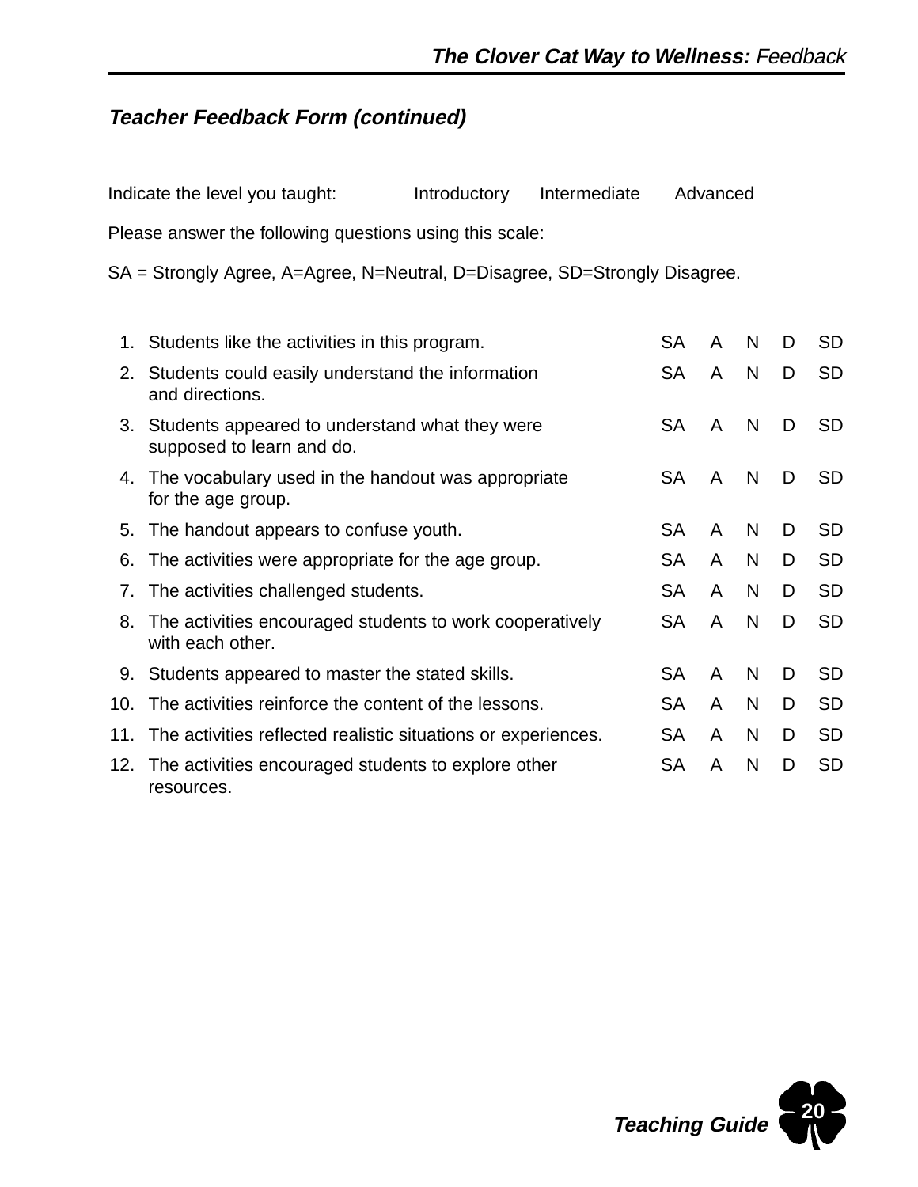### *Teacher Feedback Form (continued)*

Indicate the level you taught: Introductory Intermediate Advanced

Please answer the following questions using this scale:

SA = Strongly Agree, A=Agree, N=Neutral, D=Disagree, SD=Strongly Disagree.

| | | | | | | |
|---|---|---|---|---|---|---|
| 1. | Students like the activities in this program. | SA | A | N | D | SD |
| 2. | Students could easily understand the information and directions. | SA | A | N | D | SD |
| 3. | Students appeared to understand what they were supposed to learn and do. | SA | A | N | D | SD |
| 4. | The vocabulary used in the handout was appropriate for the age group. | SA | A | N | D | SD |
| 5. | The handout appears to confuse youth. | SA | A | N | D | SD |
| 6. | The activities were appropriate for the age group. | SA | A | N | D | SD |
| 7. | The activities challenged students. | SA | A | N | D | SD |
| 8. | The activities encouraged students to work cooperatively with each other. | SA | A | N | D | SD |
| 9. | Students appeared to master the stated skills. | SA | A | N | D | SD |
| 10. | The activities reinforce the content of the lessons. | SA | A | N | D | SD |
| 11. | The activities reflected realistic situations or experiences. | SA | A | N | D | SD |
| 12. | The activities encouraged students to explore other resources. | SA | A | N | D | SD |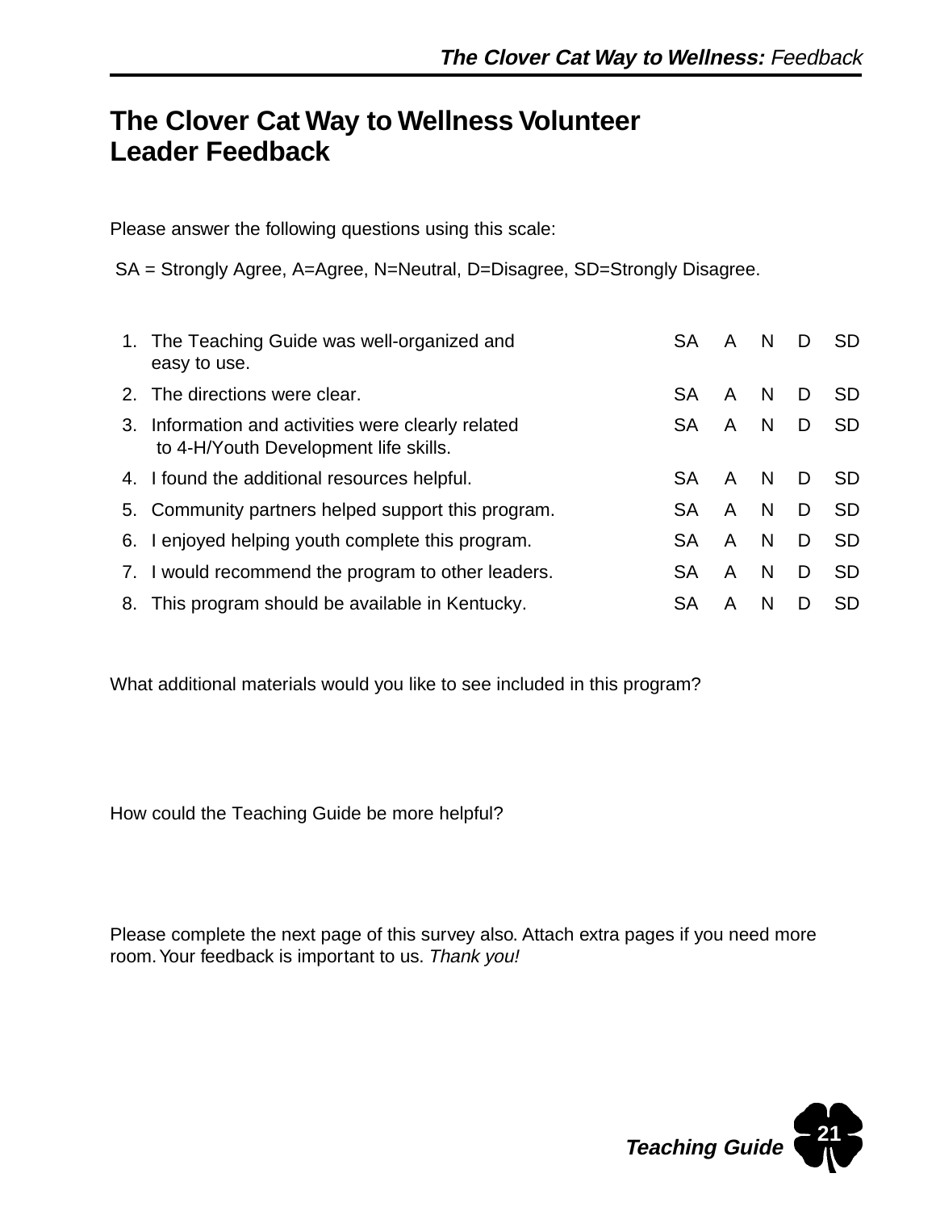# The Clover Cat Way to Wellness Volunteer Leader Feedback

Please answer the following questions using this scale:

SA = Strongly Agree, A=Agree, N=Neutral, D=Disagree, SD=Strongly Disagree.

| | | | | | | |
|---|---|---|---|---|---|---|
| 1. | The Teaching Guide was well-organized and easy to use. | SA | A | N | D | SD |
| 2. | The directions were clear. | SA | A | N | D | SD |
| 3. | Information and activities were clearly related to 4-H/Youth Development life skills. | SA | A | N | D | SD |
| 4. | I found the additional resources helpful. | SA | A | N | D | SD |
| 5. | Community partners helped support this program. | SA | A | N | D | SD |
| 6. | I enjoyed helping youth complete this program. | SA | A | N | D | SD |
| 7. | I would recommend the program to other leaders. | SA | A | N | D | SD |
| 8. | This program should be available in Kentucky. | SA | A | N | D | SD |

What additional materials would you like to see included in this program?

How could the Teaching Guide be more helpful?

Please complete the next page of this survey also. Attach extra pages if you need more room. Your feedback is important to us. *Thank you!*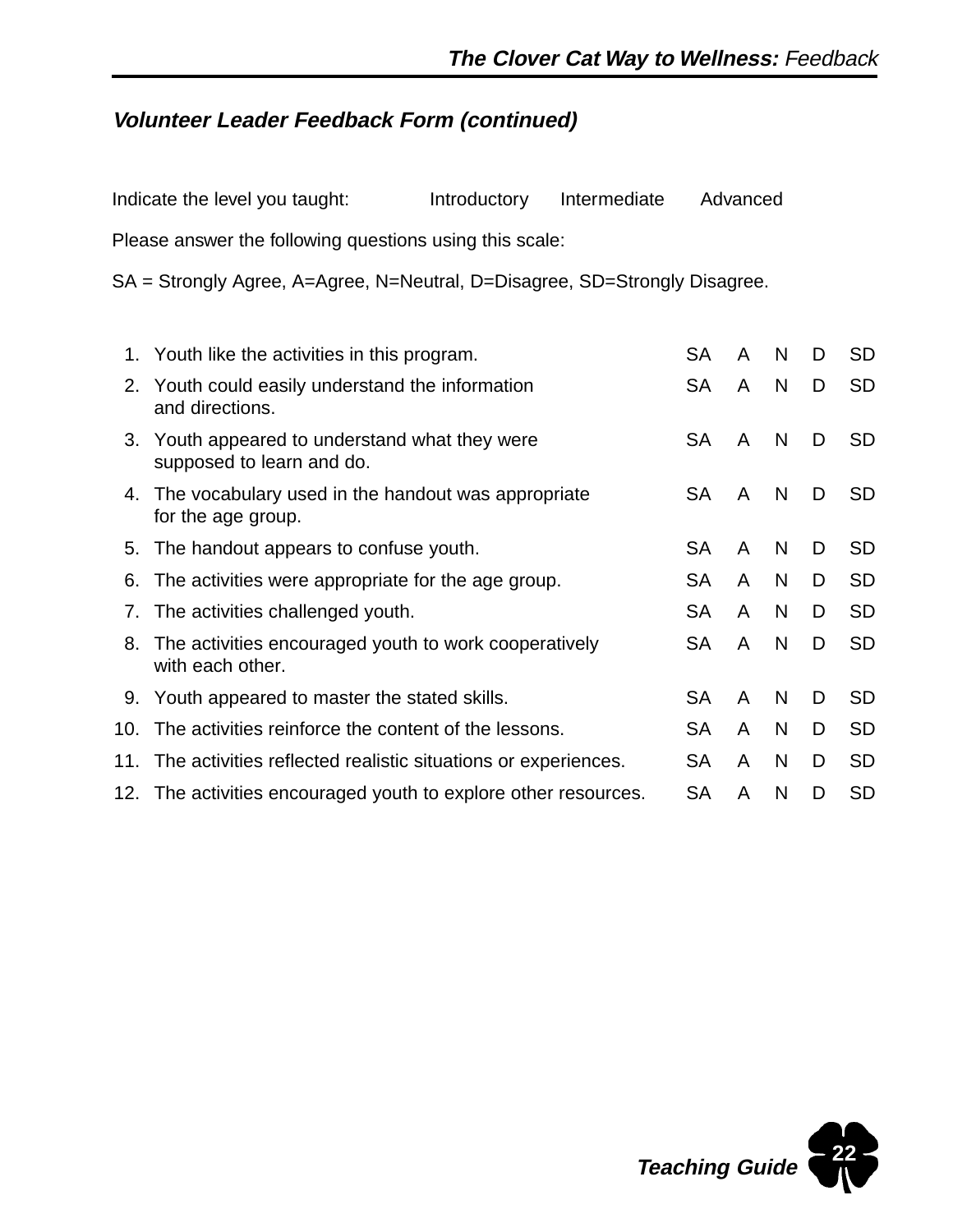### *Volunteer Leader Feedback Form (continued)*

Indicate the level you taught: Introductory Intermediate Advanced

Please answer the following questions using this scale:

SA = Strongly Agree, A=Agree, N=Neutral, D=Disagree, SD=Strongly Disagree.

| | | | | | | |
|---|---|---|---|---|---|---|
| 1. | Youth like the activities in this program. | SA | A | N | D | SD |
| 2. | Youth could easily understand the information and directions. | SA | A | N | D | SD |
| 3. | Youth appeared to understand what they were supposed to learn and do. | SA | A | N | D | SD |
| 4. | The vocabulary used in the handout was appropriate for the age group. | SA | A | N | D | SD |
| 5. | The handout appears to confuse youth. | SA | A | N | D | SD |
| 6. | The activities were appropriate for the age group. | SA | A | N | D | SD |
| 7. | The activities challenged youth. | SA | A | N | D | SD |
| 8. | The activities encouraged youth to work cooperatively with each other. | SA | A | N | D | SD |
| 9. | Youth appeared to master the stated skills. | SA | A | N | D | SD |
| 10. | The activities reinforce the content of the lessons. | SA | A | N | D | SD |
| 11. | The activities reflected realistic situations or experiences. | SA | A | N | D | SD |
| 12. | The activities encouraged youth to explore other resources. | SA | A | N | D | SD |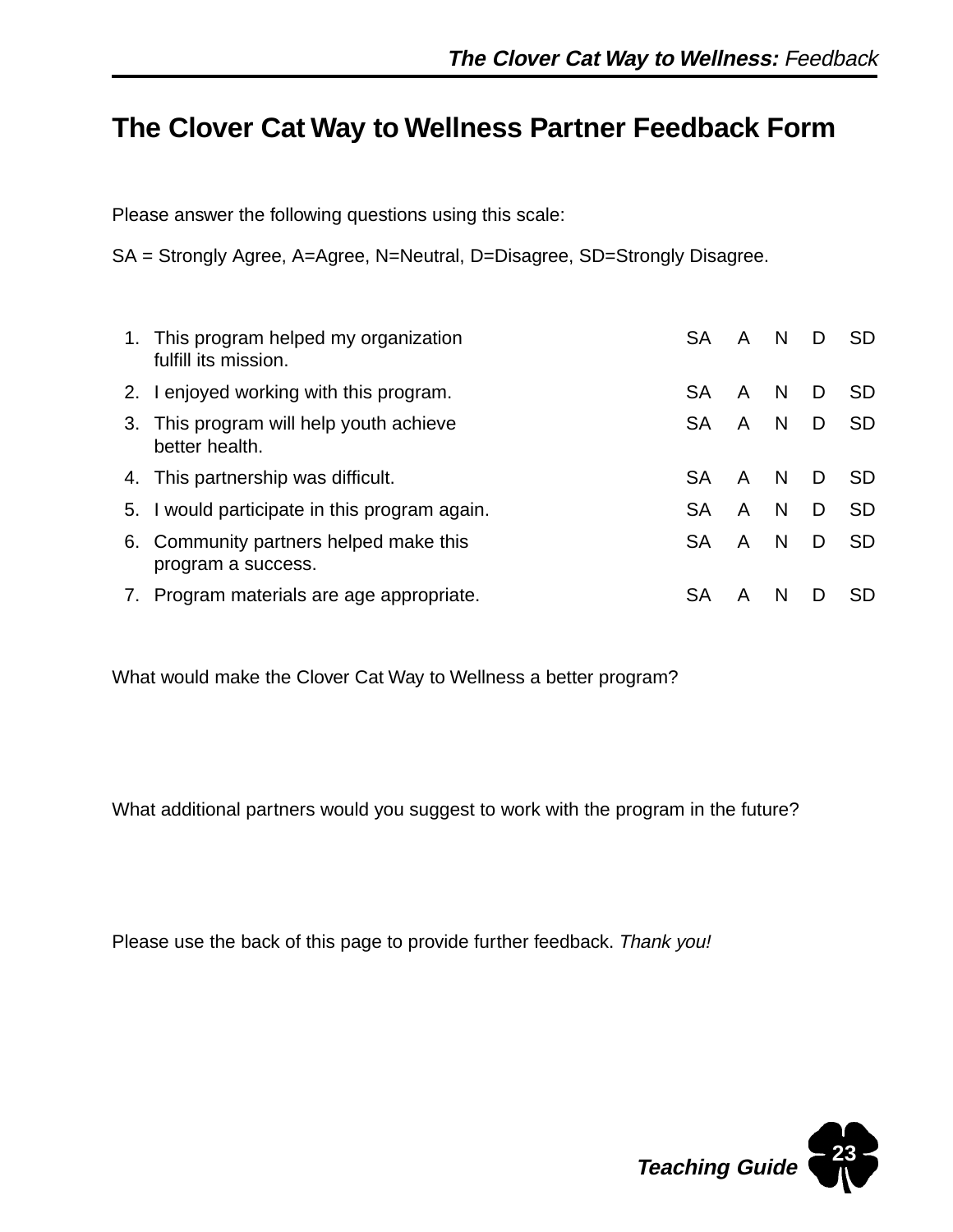# The Clover Cat Way to Wellness Partner Feedback Form

Please answer the following questions using this scale:

SA = Strongly Agree, A=Agree, N=Neutral, D=Disagree, SD=Strongly Disagree.

| | | | | | | |
|---|---|---|---|---|---|---|
| 1. | This program helped my organization fulfill its mission. | SA | A | N | D | SD |
| 2. | I enjoyed working with this program. | SA | A | N | D | SD |
| 3. | This program will help youth achieve better health. | SA | A | N | D | SD |
| 4. | This partnership was difficult. | SA | A | N | D | SD |
| 5. | I would participate in this program again. | SA | A | N | D | SD |
| 6. | Community partners helped make this program a success. | SA | A | N | D | SD |
| 7. | Program materials are age appropriate. | SA | A | N | D | SD |

What would make the Clover Cat Way to Wellness a better program?

What additional partners would you suggest to work with the program in the future?

Please use the back of this page to provide further feedback. *Thank you!*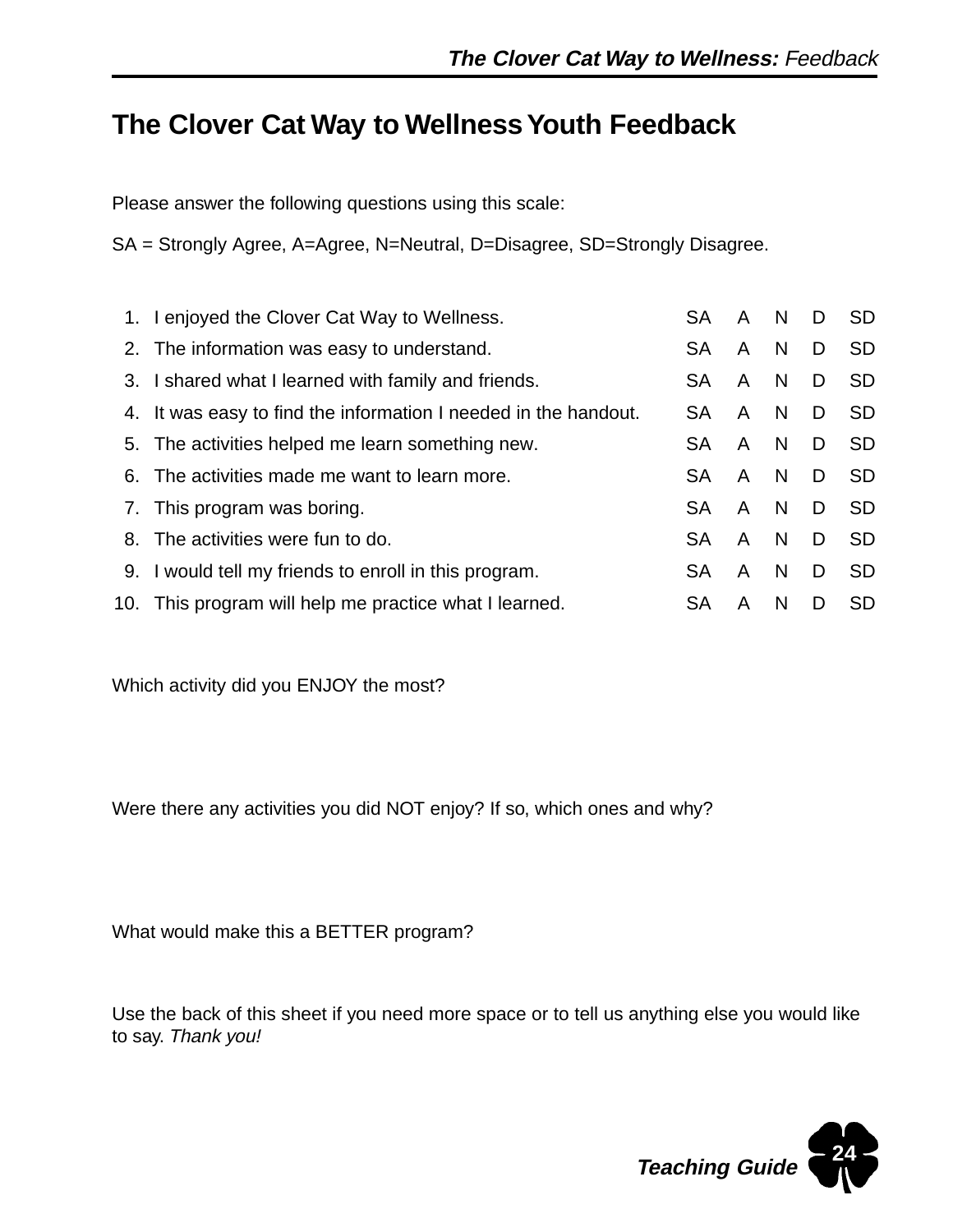# The Clover Cat Way to Wellness Youth Feedback

Please answer the following questions using this scale:

SA = Strongly Agree, A=Agree, N=Neutral, D=Disagree, SD=Strongly Disagree.

| | | | | | | |
|---|---|---|---|---|---|---|
| 1. | I enjoyed the Clover Cat Way to Wellness. | SA | A | N | D | SD |
| 2. | The information was easy to understand. | SA | A | N | D | SD |
| 3. | I shared what I learned with family and friends. | SA | A | N | D | SD |
| 4. | It was easy to find the information I needed in the handout. | SA | A | N | D | SD |
| 5. | The activities helped me learn something new. | SA | A | N | D | SD |
| 6. | The activities made me want to learn more. | SA | A | N | D | SD |
| 7. | This program was boring. | SA | A | N | D | SD |
| 8. | The activities were fun to do. | SA | A | N | D | SD |
| 9. | I would tell my friends to enroll in this program. | SA | A | N | D | SD |
| 10. | This program will help me practice what I learned. | SA | A | N | D | SD |

Which activity did you ENJOY the most?

Were there any activities you did NOT enjoy? If so, which ones and why?

What would make this a BETTER program?

Use the back of this sheet if you need more space or to tell us anything else you would like to say. *Thank you!*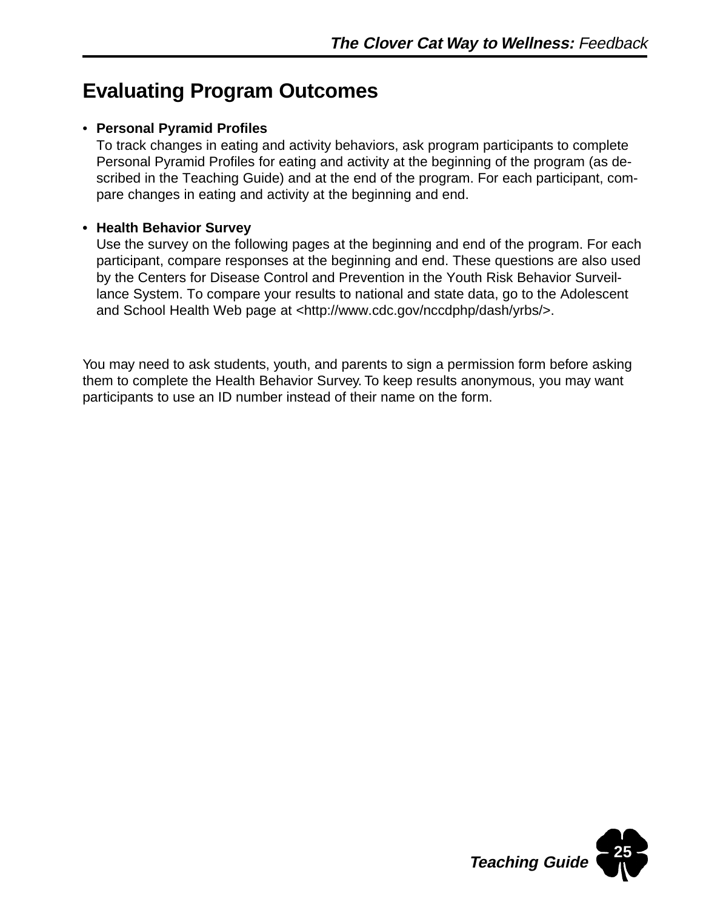# Evaluating Program Outcomes

- **Personal Pyramid Profiles**
  To track changes in eating and activity behaviors, ask program participants to complete Personal Pyramid Profiles for eating and activity at the beginning of the program (as described in the Teaching Guide) and at the end of the program. For each participant, compare changes in eating and activity at the beginning and end.

- **Health Behavior Survey**
  Use the survey on the following pages at the beginning and end of the program. For each participant, compare responses at the beginning and end. These questions are also used by the Centers for Disease Control and Prevention in the Youth Risk Behavior Surveillance System. To compare your results to national and state data, go to the Adolescent and School Health Web page at <http://www.cdc.gov/nccdphp/dash/yrbs/>.

You may need to ask students, youth, and parents to sign a permission form before asking them to complete the Health Behavior Survey. To keep results anonymous, you may want participants to use an ID number instead of their name on the form.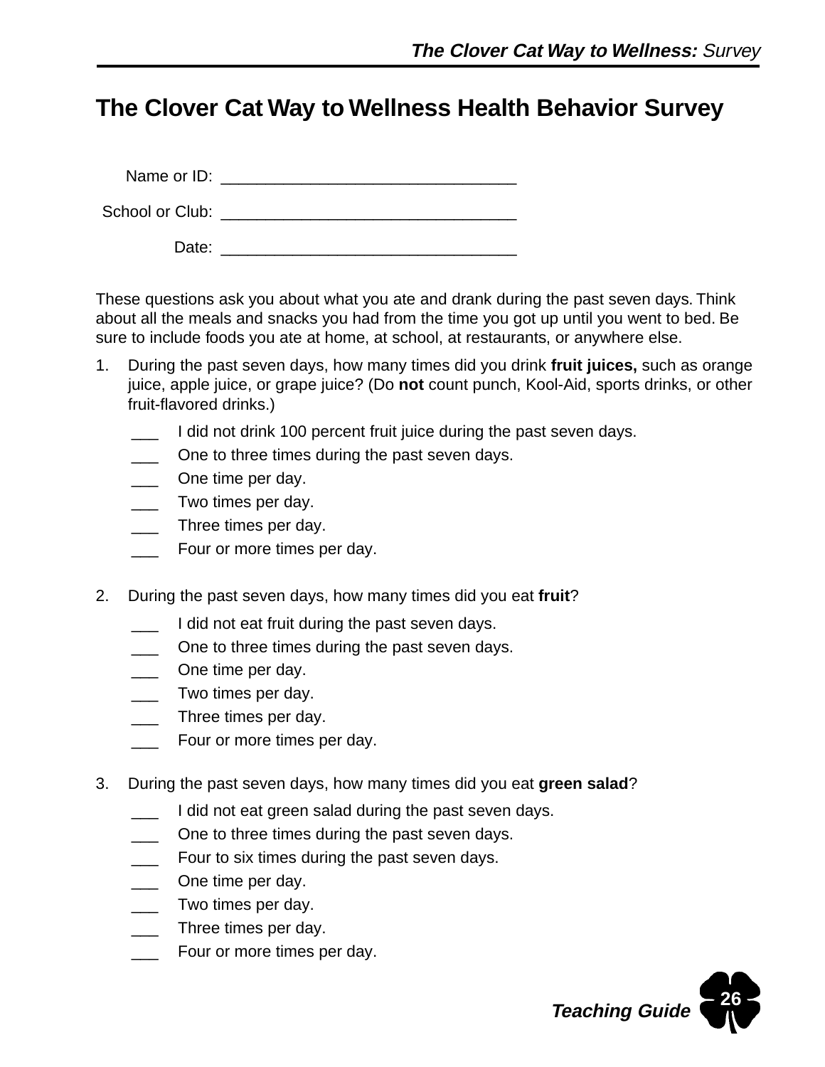# The Clover Cat Way to Wellness Health Behavior Survey

Name or ID: _________________________________

School or Club: _________________________________

Date: _________________________________

These questions ask you about what you ate and drank during the past seven days. Think about all the meals and snacks you had from the time you got up until you went to bed. Be sure to include foods you ate at home, at school, at restaurants, or anywhere else.

1. During the past seven days, how many times did you drink **fruit juices,** such as orange juice, apple juice, or grape juice? (Do **not** count punch, Kool-Aid, sports drinks, or other fruit-flavored drinks.)

   ___ I did not drink 100 percent fruit juice during the past seven days.
   ___ One to three times during the past seven days.
   ___ One time per day.
   ___ Two times per day.
   ___ Three times per day.
   ___ Four or more times per day.

2. During the past seven days, how many times did you eat **fruit**?

   ___ I did not eat fruit during the past seven days.
   ___ One to three times during the past seven days.
   ___ One time per day.
   ___ Two times per day.
   ___ Three times per day.
   ___ Four or more times per day.

3. During the past seven days, how many times did you eat **green salad**?

   ___ I did not eat green salad during the past seven days.
   ___ One to three times during the past seven days.
   ___ Four to six times during the past seven days.
   ___ One time per day.
   ___ Two times per day.
   ___ Three times per day.
   ___ Four or more times per day.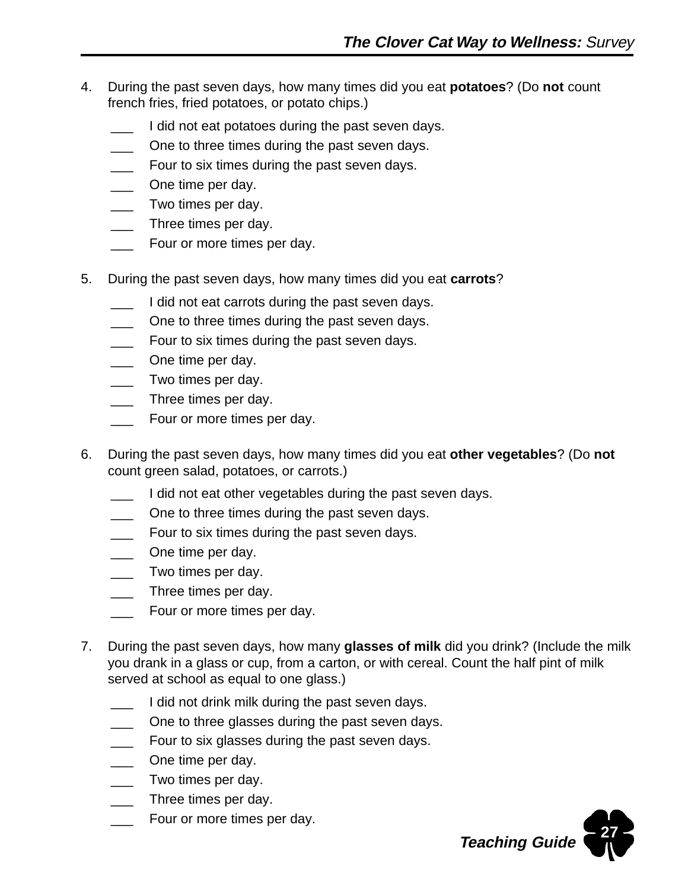4. During the past seven days, how many times did you eat **potatoes**? (Do **not** count french fries, fried potatoes, or potato chips.)

 ___ I did not eat potatoes during the past seven days.
 ___ One to three times during the past seven days.
 ___ Four to six times during the past seven days.
 ___ One time per day.
 ___ Two times per day.
 ___ Three times per day.
 ___ Four or more times per day.

5. During the past seven days, how many times did you eat **carrots**?

 ___ I did not eat carrots during the past seven days.
 ___ One to three times during the past seven days.
 ___ Four to six times during the past seven days.
 ___ One time per day.
 ___ Two times per day.
 ___ Three times per day.
 ___ Four or more times per day.

6. During the past seven days, how many times did you eat **other vegetables**? (Do **not** count green salad, potatoes, or carrots.)

 ___ I did not eat other vegetables during the past seven days.
 ___ One to three times during the past seven days.
 ___ Four to six times during the past seven days.
 ___ One time per day.
 ___ Two times per day.
 ___ Three times per day.
 ___ Four or more times per day.

7. During the past seven days, how many **glasses of milk** did you drink? (Include the milk you drank in a glass or cup, from a carton, or with cereal. Count the half pint of milk served at school as equal to one glass.)

 ___ I did not drink milk during the past seven days.
 ___ One to three glasses during the past seven days.
 ___ Four to six glasses during the past seven days.
 ___ One time per day.
 ___ Two times per day.
 ___ Three times per day.
 ___ Four or more times per day.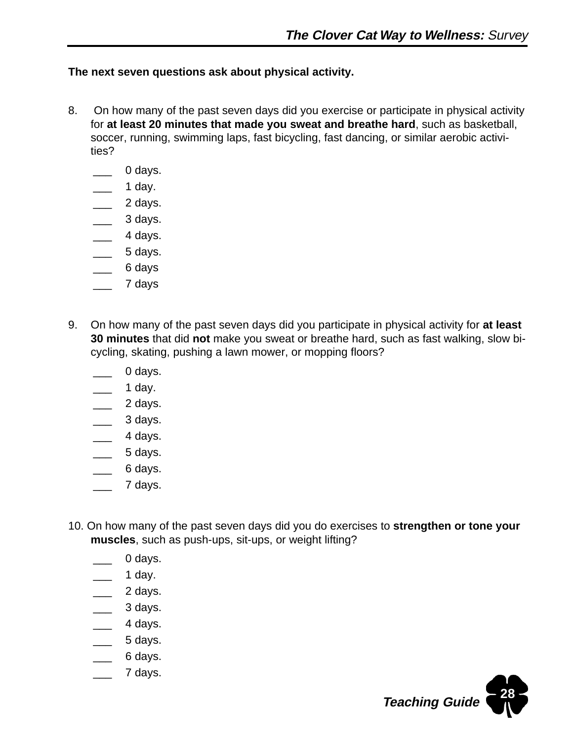**The next seven questions ask about physical activity.**

8. On how many of the past seven days did you exercise or participate in physical activity for **at least 20 minutes that made you sweat and breathe hard**, such as basketball, soccer, running, swimming laps, fast bicycling, fast dancing, or similar aerobic activities?

   ___ 0 days.
   ___ 1 day.
   ___ 2 days.
   ___ 3 days.
   ___ 4 days.
   ___ 5 days.
   ___ 6 days
   ___ 7 days

9. On how many of the past seven days did you participate in physical activity for **at least 30 minutes** that did **not** make you sweat or breathe hard, such as fast walking, slow bicycling, skating, pushing a lawn mower, or mopping floors?

   ___ 0 days.
   ___ 1 day.
   ___ 2 days.
   ___ 3 days.
   ___ 4 days.
   ___ 5 days.
   ___ 6 days.
   ___ 7 days.

10. On how many of the past seven days did you do exercises to **strengthen or tone your muscles**, such as push-ups, sit-ups, or weight lifting?

   ___ 0 days.
   ___ 1 day.
   ___ 2 days.
   ___ 3 days.
   ___ 4 days.
   ___ 5 days.
   ___ 6 days.
   ___ 7 days.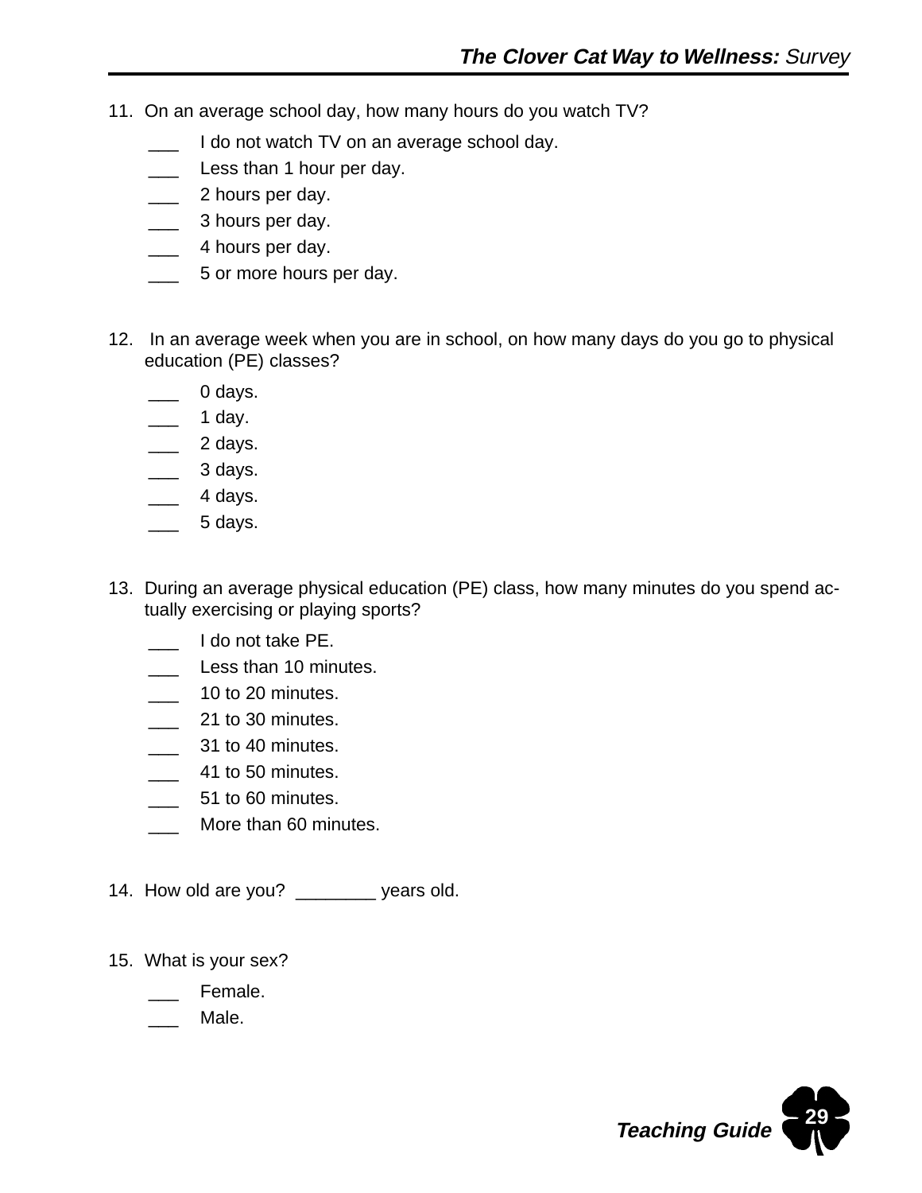11. On an average school day, how many hours do you watch TV?

    ___ I do not watch TV on an average school day.
    ___ Less than 1 hour per day.
    ___ 2 hours per day.
    ___ 3 hours per day.
    ___ 4 hours per day.
    ___ 5 or more hours per day.

12. In an average week when you are in school, on how many days do you go to physical education (PE) classes?

    ___ 0 days.
    ___ 1 day.
    ___ 2 days.
    ___ 3 days.
    ___ 4 days.
    ___ 5 days.

13. During an average physical education (PE) class, how many minutes do you spend actually exercising or playing sports?

    ___ I do not take PE.
    ___ Less than 10 minutes.
    ___ 10 to 20 minutes.
    ___ 21 to 30 minutes.
    ___ 31 to 40 minutes.
    ___ 41 to 50 minutes.
    ___ 51 to 60 minutes.
    ___ More than 60 minutes.

14. How old are you? ________ years old.

15. What is your sex?

    ___ Female.
    ___ Male.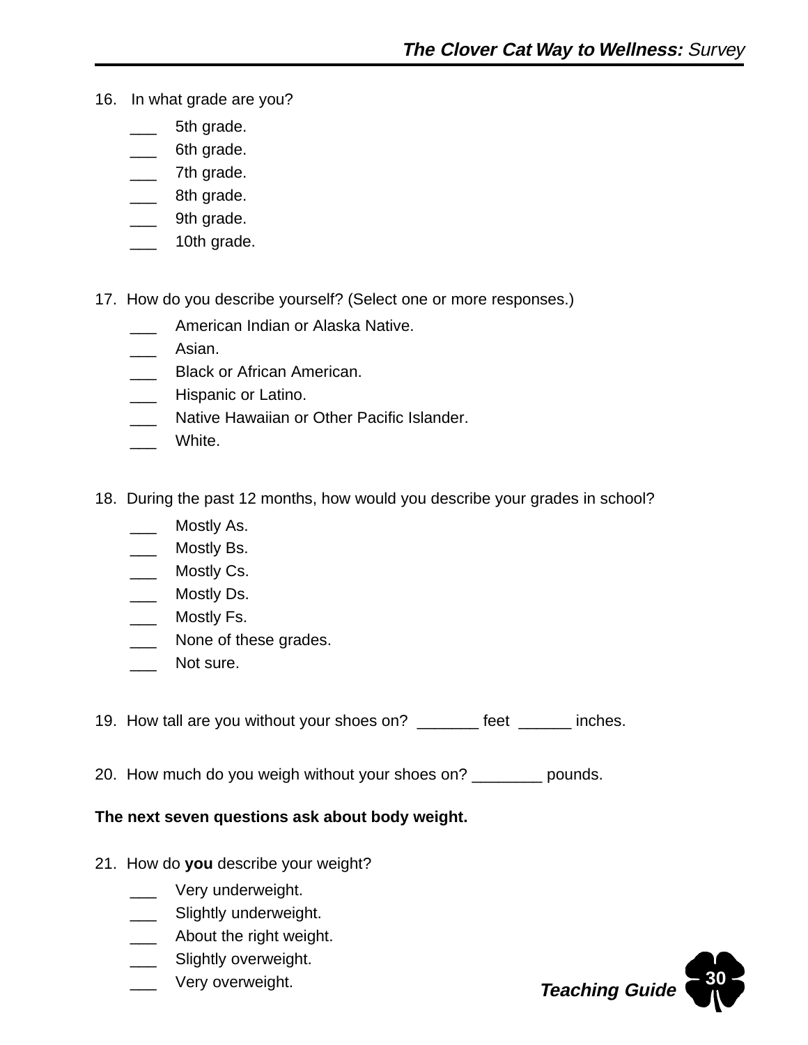16. In what grade are you?

 ___ 5th grade.
 ___ 6th grade.
 ___ 7th grade.
 ___ 8th grade.
 ___ 9th grade.
 ___ 10th grade.

17. How do you describe yourself? (Select one or more responses.)

 ___ American Indian or Alaska Native.
 ___ Asian.
 ___ Black or African American.
 ___ Hispanic or Latino.
 ___ Native Hawaiian or Other Pacific Islander.
 ___ White.

18. During the past 12 months, how would you describe your grades in school?

 ___ Mostly As.
 ___ Mostly Bs.
 ___ Mostly Cs.
 ___ Mostly Ds.
 ___ Mostly Fs.
 ___ None of these grades.
 ___ Not sure.

19. How tall are you without your shoes on? _______ feet ______ inches.

20. How much do you weigh without your shoes on? ________ pounds.

**The next seven questions ask about body weight.**

21. How do **you** describe your weight?

 ___ Very underweight.
 ___ Slightly underweight.
 ___ About the right weight.
 ___ Slightly overweight.
 ___ Very overweight.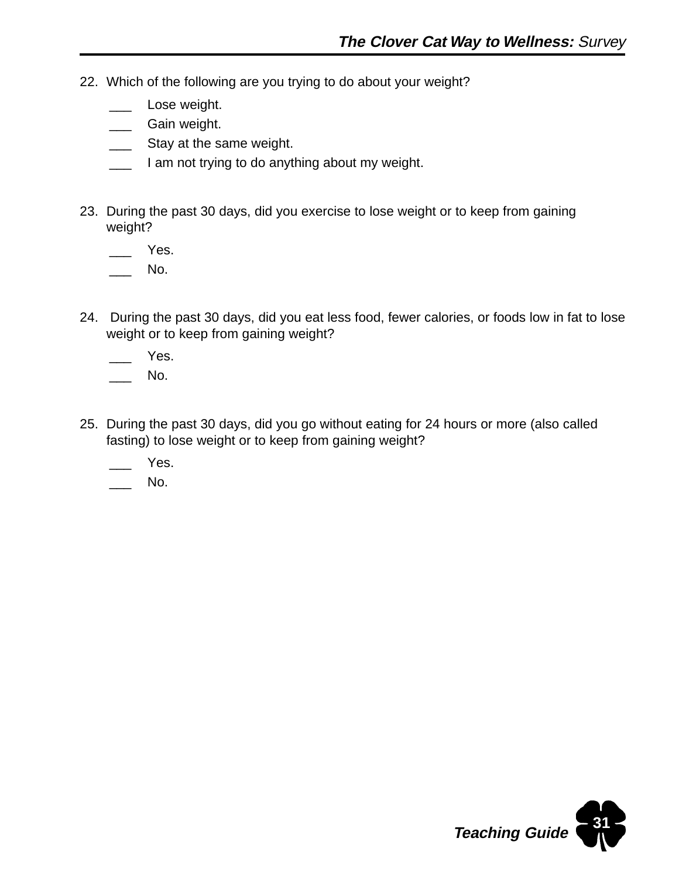22. Which of the following are you trying to do about your weight?

    ___ Lose weight.
    ___ Gain weight.
    ___ Stay at the same weight.
    ___ I am not trying to do anything about my weight.

23. During the past 30 days, did you exercise to lose weight or to keep from gaining weight?

    ___ Yes.
    ___ No.

24. During the past 30 days, did you eat less food, fewer calories, or foods low in fat to lose weight or to keep from gaining weight?

    ___ Yes.
    ___ No.

25. During the past 30 days, did you go without eating for 24 hours or more (also called fasting) to lose weight or to keep from gaining weight?

    ___ Yes.
    ___ No.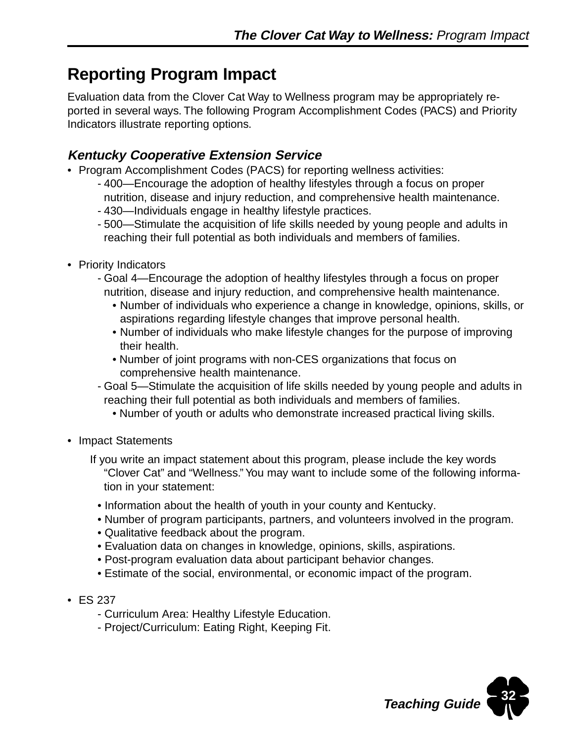# Reporting Program Impact

Evaluation data from the Clover Cat Way to Wellness program may be appropriately reported in several ways. The following Program Accomplishment Codes (PACS) and Priority Indicators illustrate reporting options.

### *Kentucky Cooperative Extension Service*

- Program Accomplishment Codes (PACS) for reporting wellness activities:
  - 400—Encourage the adoption of healthy lifestyles through a focus on proper nutrition, disease and injury reduction, and comprehensive health maintenance.
  - 430—Individuals engage in healthy lifestyle practices.
  - 500—Stimulate the acquisition of life skills needed by young people and adults in reaching their full potential as both individuals and members of families.

- Priority Indicators
  - Goal 4—Encourage the adoption of healthy lifestyles through a focus on proper nutrition, disease and injury reduction, and comprehensive health maintenance.
    - Number of individuals who experience a change in knowledge, opinions, skills, or aspirations regarding lifestyle changes that improve personal health.
    - Number of individuals who make lifestyle changes for the purpose of improving their health.
    - Number of joint programs with non-CES organizations that focus on comprehensive health maintenance.
  - Goal 5—Stimulate the acquisition of life skills needed by young people and adults in reaching their full potential as both individuals and members of families.
    - Number of youth or adults who demonstrate increased practical living skills.

- Impact Statements

  If you write an impact statement about this program, please include the key words "Clover Cat" and "Wellness." You may want to include some of the following information in your statement:

  - Information about the health of youth in your county and Kentucky.
  - Number of program participants, partners, and volunteers involved in the program.
  - Qualitative feedback about the program.
  - Evaluation data on changes in knowledge, opinions, skills, aspirations.
  - Post-program evaluation data about participant behavior changes.
  - Estimate of the social, environmental, or economic impact of the program.

- ES 237
  - Curriculum Area: Healthy Lifestyle Education.
  - Project/Curriculum: Eating Right, Keeping Fit.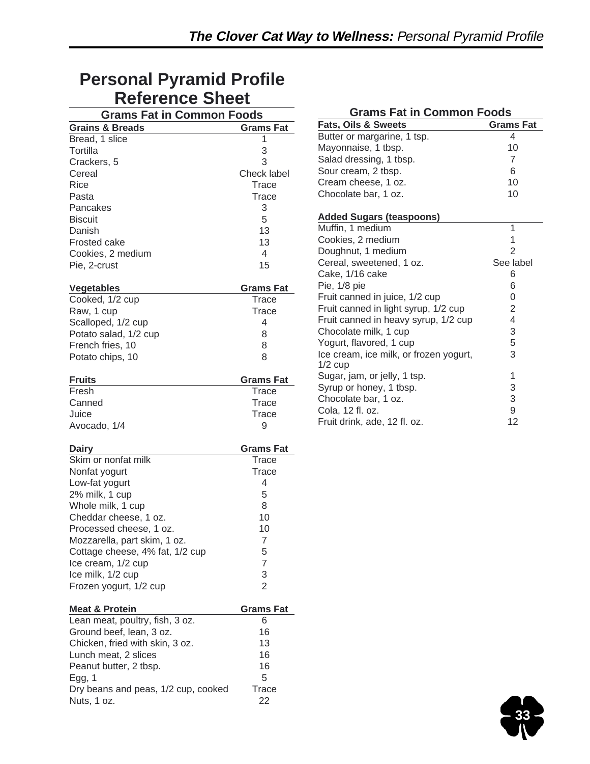# Personal Pyramid Profile Reference Sheet

## Grams Fat in Common Foods

| Grains & Breads | Grams Fat |
| --- | --- |
| Bread, 1 slice | 1 |
| Tortilla | 3 |
| Crackers, 5 | 3 |
| Cereal | Check label |
| Rice | Trace |
| Pasta | Trace |
| Pancakes | 3 |
| Biscuit | 5 |
| Danish | 13 |
| Frosted cake | 13 |
| Cookies, 2 medium | 4 |
| Pie, 2-crust | 15 |

| Vegetables | Grams Fat |
| --- | --- |
| Cooked, 1/2 cup | Trace |
| Raw, 1 cup | Trace |
| Scalloped, 1/2 cup | 4 |
| Potato salad, 1/2 cup | 8 |
| French fries, 10 | 8 |
| Potato chips, 10 | 8 |

| Fruits | Grams Fat |
| --- | --- |
| Fresh | Trace |
| Canned | Trace |
| Juice | Trace |
| Avocado, 1/4 | 9 |

| Dairy | Grams Fat |
| --- | --- |
| Skim or nonfat milk | Trace |
| Nonfat yogurt | Trace |
| Low-fat yogurt | 4 |
| 2% milk, 1 cup | 5 |
| Whole milk, 1 cup | 8 |
| Cheddar cheese, 1 oz. | 10 |
| Processed cheese, 1 oz. | 10 |
| Mozzarella, part skim, 1 oz. | 7 |
| Cottage cheese, 4% fat, 1/2 cup | 5 |
| Ice cream, 1/2 cup | 7 |
| Ice milk, 1/2 cup | 3 |
| Frozen yogurt, 1/2 cup | 2 |

| Meat & Protein | Grams Fat |
| --- | --- |
| Lean meat, poultry, fish, 3 oz. | 6 |
| Ground beef, lean, 3 oz. | 16 |
| Chicken, fried with skin, 3 oz. | 13 |
| Lunch meat, 2 slices | 16 |
| Peanut butter, 2 tbsp. | 16 |
| Egg, 1 | 5 |
| Dry beans and peas, 1/2 cup, cooked | Trace |
| Nuts, 1 oz. | 22 |

## Grams Fat in Common Foods

| Fats, Oils & Sweets | Grams Fat |
| --- | --- |
| Butter or margarine, 1 tsp. | 4 |
| Mayonnaise, 1 tbsp. | 10 |
| Salad dressing, 1 tbsp. | 7 |
| Sour cream, 2 tbsp. | 6 |
| Cream cheese, 1 oz. | 10 |
| Chocolate bar, 1 oz. | 10 |

| Added Sugars (teaspoons) | |
| --- | --- |
| Muffin, 1 medium | 1 |
| Cookies, 2 medium | 1 |
| Doughnut, 1 medium | 2 |
| Cereal, sweetened, 1 oz. | See label |
| Cake, 1/16 cake | 6 |
| Pie, 1/8 pie | 6 |
| Fruit canned in juice, 1/2 cup | 0 |
| Fruit canned in light syrup, 1/2 cup | 2 |
| Fruit canned in heavy syrup, 1/2 cup | 4 |
| Chocolate milk, 1 cup | 3 |
| Yogurt, flavored, 1 cup | 5 |
| Ice cream, ice milk, or frozen yogurt, 1/2 cup | 3 |
| Sugar, jam, or jelly, 1 tsp. | 1 |
| Syrup or honey, 1 tbsp. | 3 |
| Chocolate bar, 1 oz. | 3 |
| Cola, 12 fl. oz. | 9 |
| Fruit drink, ade, 12 fl. oz. | 12 |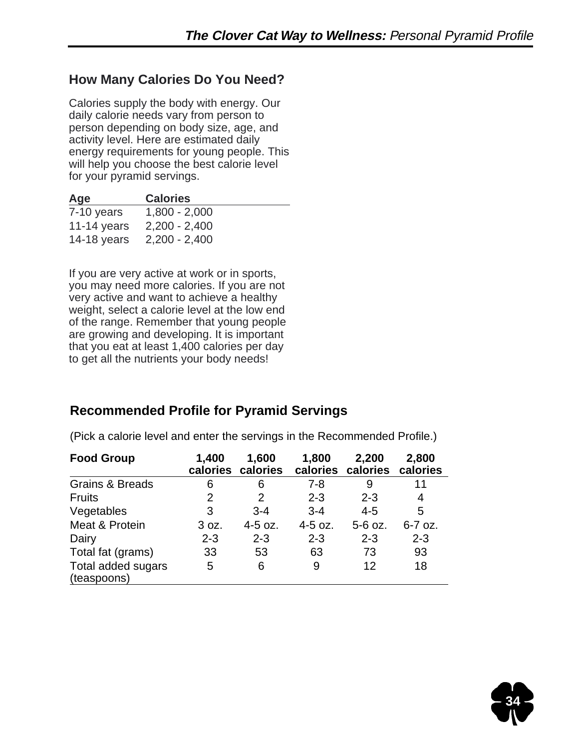## How Many Calories Do You Need?

Calories supply the body with energy. Our daily calorie needs vary from person to person depending on body size, age, and activity level. Here are estimated daily energy requirements for young people. This will help you choose the best calorie level for your pyramid servings.

| Age | Calories |
|---|---|
| 7-10 years | 1,800 - 2,000 |
| 11-14 years | 2,200 - 2,400 |
| 14-18 years | 2,200 - 2,400 |

If you are very active at work or in sports, you may need more calories. If you are not very active and want to achieve a healthy weight, select a calorie level at the low end of the range. Remember that young people are growing and developing. It is important that you eat at least 1,400 calories per day to get all the nutrients your body needs!

## Recommended Profile for Pyramid Servings

(Pick a calorie level and enter the servings in the Recommended Profile.)

| Food Group | 1,400 calories | 1,600 calories | 1,800 calories | 2,200 calories | 2,800 calories |
|---|---|---|---|---|---|
| Grains & Breads | 6 | 6 | 7-8 | 9 | 11 |
| Fruits | 2 | 2 | 2-3 | 2-3 | 4 |
| Vegetables | 3 | 3-4 | 3-4 | 4-5 | 5 |
| Meat & Protein | 3 oz. | 4-5 oz. | 4-5 oz. | 5-6 oz. | 6-7 oz. |
| Dairy | 2-3 | 2-3 | 2-3 | 2-3 | 2-3 |
| Total fat (grams) | 33 | 53 | 63 | 73 | 93 |
| Total added sugars (teaspoons) | 5 | 6 | 9 | 12 | 18 |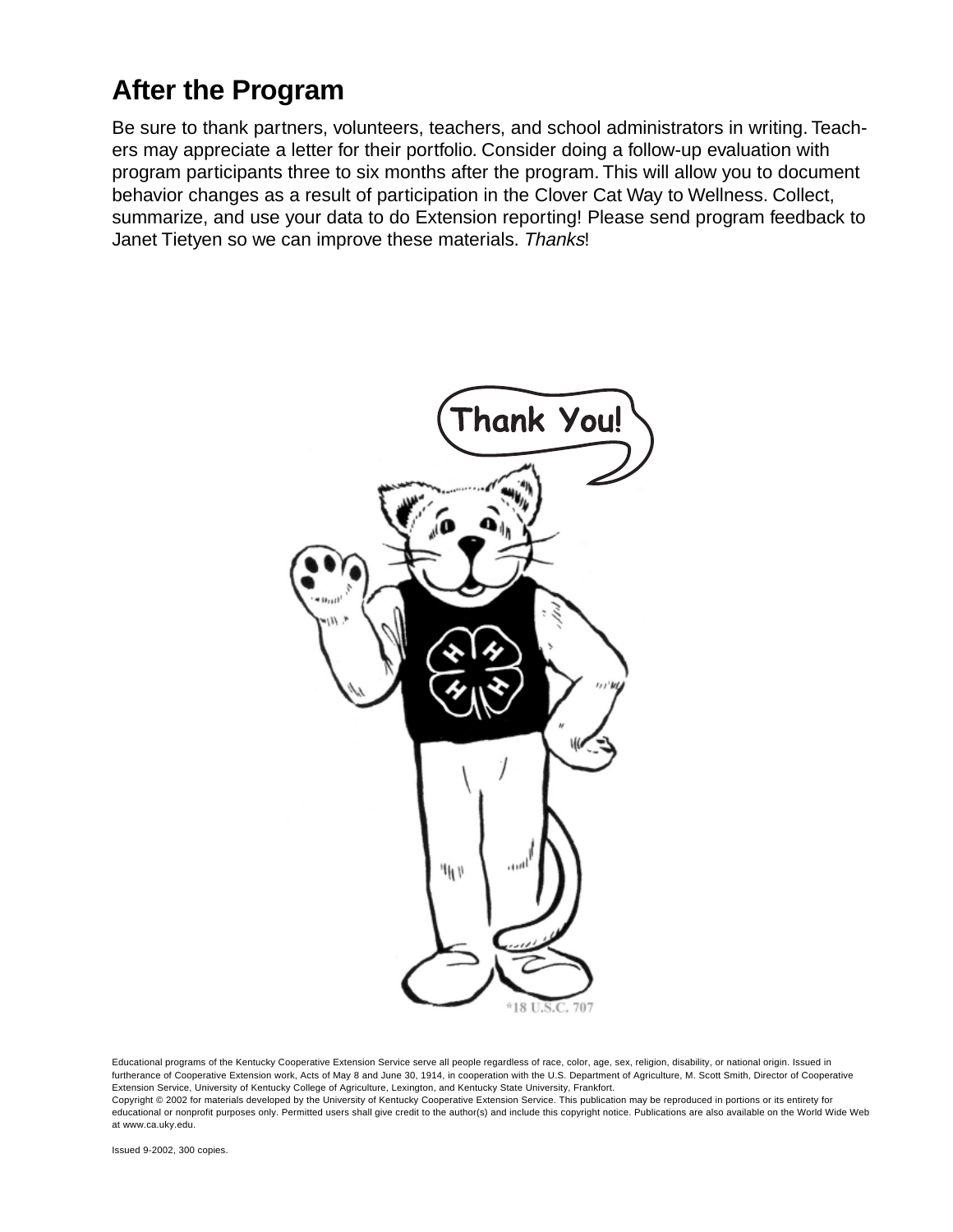## After the Program

Be sure to thank partners, volunteers, teachers, and school administrators in writing. Teachers may appreciate a letter for their portfolio. Consider doing a follow-up evaluation with program participants three to six months after the program. This will allow you to document behavior changes as a result of participation in the Clover Cat Way to Wellness. Collect, summarize, and use your data to do Extension reporting! Please send program feedback to Janet Tietyen so we can improve these materials. *Thanks*!

Educational programs of the Kentucky Cooperative Extension Service serve all people regardless of race, color, age, sex, religion, disability, or national origin. Issued in furtherance of Cooperative Extension work, Acts of May 8 and June 30, 1914, in cooperation with the U.S. Department of Agriculture, M. Scott Smith, Director of Cooperative Extension Service, University of Kentucky College of Agriculture, Lexington, and Kentucky State University, Frankfort.
Copyright © 2002 for materials developed by the University of Kentucky Cooperative Extension Service. This publication may be reproduced in portions or its entirety for educational or nonprofit purposes only. Permitted users shall give credit to the author(s) and include this copyright notice. Publications are also available on the World Wide Web at www.ca.uky.edu.

Issued 9-2002, 300 copies.